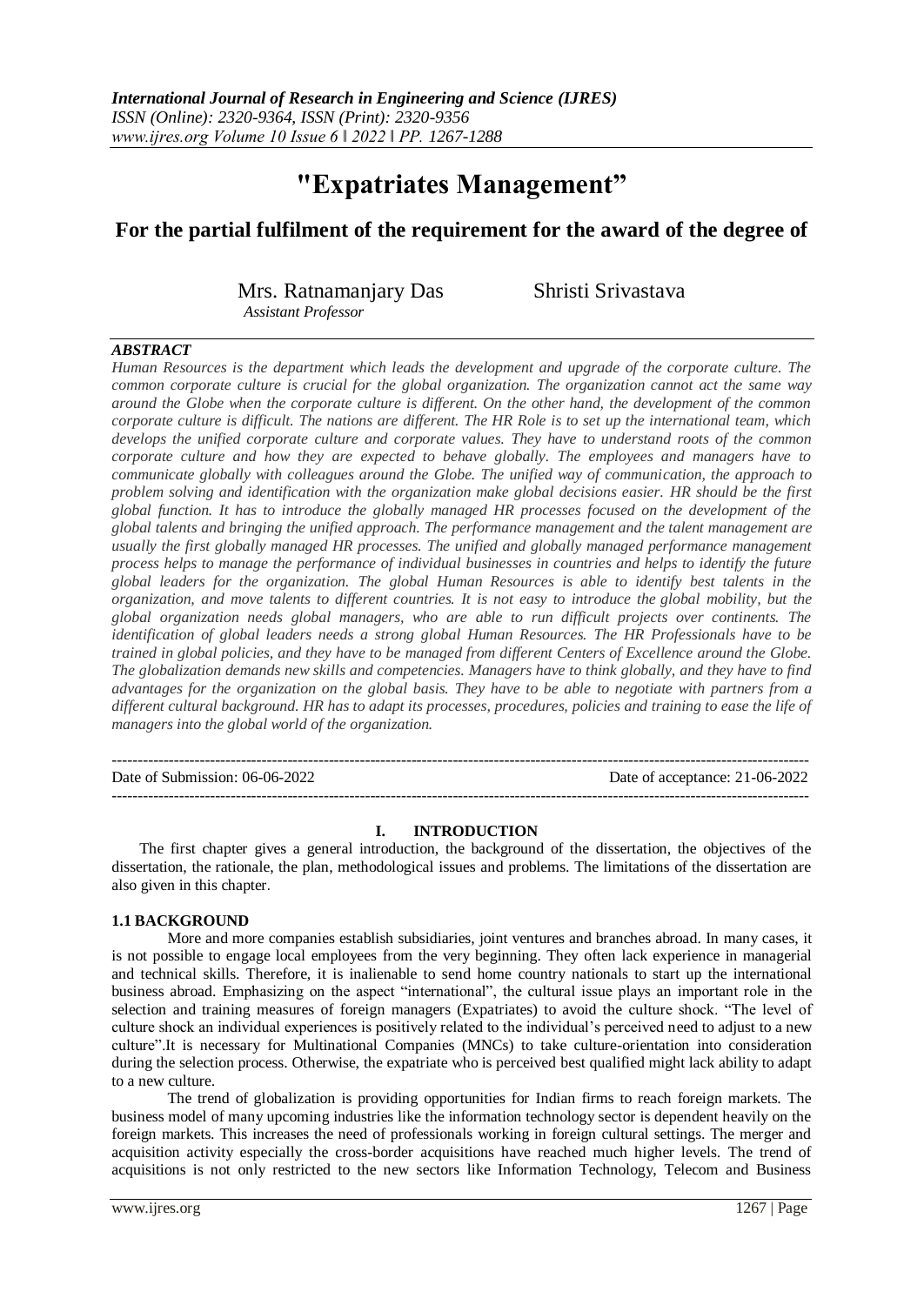# "Expatriates Management"

## For the partial fulfilment of the requirement for the award of the degree of

Mrs. Ratnamanjary Das
*Assistant Professor*

Shristi Srivastava

***ABSTRACT***

*Human Resources is the department which leads the development and upgrade of the corporate culture. The common corporate culture is crucial for the global organization. The organization cannot act the same way around the Globe when the corporate culture is different. On the other hand, the development of the common corporate culture is difficult. The nations are different. The HR Role is to set up the international team, which develops the unified corporate culture and corporate values. They have to understand roots of the common corporate culture and how they are expected to behave globally. The employees and managers have to communicate globally with colleagues around the Globe. The unified way of communication, the approach to problem solving and identification with the organization make global decisions easier. HR should be the first global function. It has to introduce the globally managed HR processes focused on the development of the global talents and bringing the unified approach. The performance management and the talent management are usually the first globally managed HR processes. The unified and globally managed performance management process helps to manage the performance of individual businesses in countries and helps to identify the future global leaders for the organization. The global Human Resources is able to identify best talents in the organization, and move talents to different countries. It is not easy to introduce the global mobility, but the global organization needs global managers, who are able to run difficult projects over continents. The identification of global leaders needs a strong global Human Resources. The HR Professionals have to be trained in global policies, and they have to be managed from different Centers of Excellence around the Globe. The globalization demands new skills and competencies. Managers have to think globally, and they have to find advantages for the organization on the global basis. They have to be able to negotiate with partners from a different cultural background. HR has to adapt its processes, procedures, policies and training to ease the life of managers into the global world of the organization.*

---

Date of Submission: 06-06-2022 Date of acceptance: 21-06-2022

---

## I. INTRODUCTION

The first chapter gives a general introduction, the background of the dissertation, the objectives of the dissertation, the rationale, the plan, methodological issues and problems. The limitations of the dissertation are also given in this chapter.

### 1.1 BACKGROUND

More and more companies establish subsidiaries, joint ventures and branches abroad. In many cases, it is not possible to engage local employees from the very beginning. They often lack experience in managerial and technical skills. Therefore, it is inalienable to send home country nationals to start up the international business abroad. Emphasizing on the aspect "international", the cultural issue plays an important role in the selection and training measures of foreign managers (Expatriates) to avoid the culture shock. "The level of culture shock an individual experiences is positively related to the individual's perceived need to adjust to a new culture".It is necessary for Multinational Companies (MNCs) to take culture-orientation into consideration during the selection process. Otherwise, the expatriate who is perceived best qualified might lack ability to adapt to a new culture.

The trend of globalization is providing opportunities for Indian firms to reach foreign markets. The business model of many upcoming industries like the information technology sector is dependent heavily on the foreign markets. This increases the need of professionals working in foreign cultural settings. The merger and acquisition activity especially the cross-border acquisitions have reached much higher levels. The trend of acquisitions is not only restricted to the new sectors like Information Technology, Telecom and Business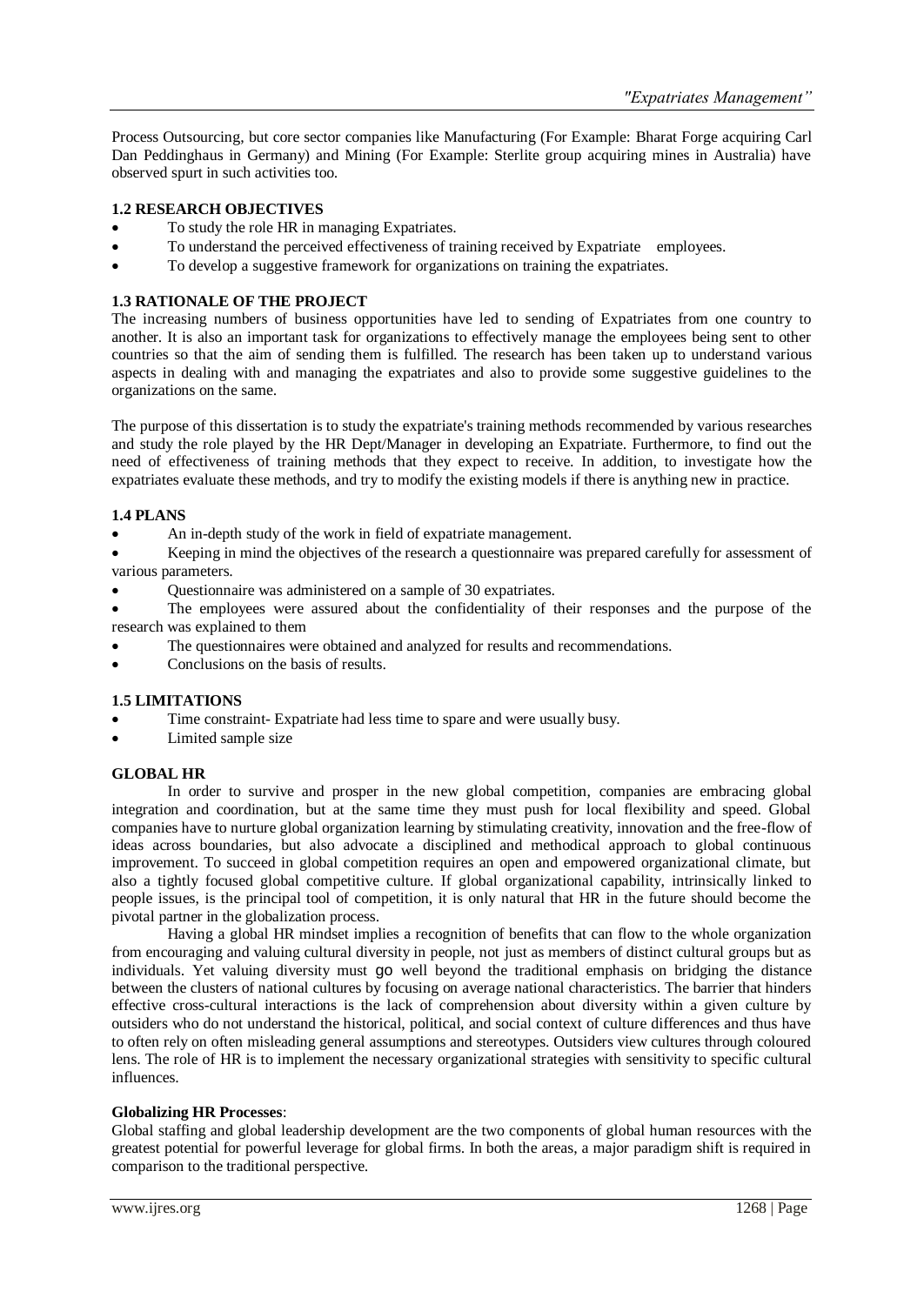Process Outsourcing, but core sector companies like Manufacturing (For Example: Bharat Forge acquiring Carl Dan Peddinghaus in Germany) and Mining (For Example: Sterlite group acquiring mines in Australia) have observed spurt in such activities too.

### 1.2 RESEARCH OBJECTIVES

- To study the role HR in managing Expatriates.
- To understand the perceived effectiveness of training received by Expatriate employees.
- To develop a suggestive framework for organizations on training the expatriates.

### 1.3 RATIONALE OF THE PROJECT

The increasing numbers of business opportunities have led to sending of Expatriates from one country to another. It is also an important task for organizations to effectively manage the employees being sent to other countries so that the aim of sending them is fulfilled. The research has been taken up to understand various aspects in dealing with and managing the expatriates and also to provide some suggestive guidelines to the organizations on the same.

The purpose of this dissertation is to study the expatriate's training methods recommended by various researches and study the role played by the HR Dept/Manager in developing an Expatriate. Furthermore, to find out the need of effectiveness of training methods that they expect to receive. In addition, to investigate how the expatriates evaluate these methods, and try to modify the existing models if there is anything new in practice.

### 1.4 PLANS

- An in-depth study of the work in field of expatriate management.
- Keeping in mind the objectives of the research a questionnaire was prepared carefully for assessment of various parameters.
- Questionnaire was administered on a sample of 30 expatriates.
- The employees were assured about the confidentiality of their responses and the purpose of the research was explained to them
- The questionnaires were obtained and analyzed for results and recommendations.
- Conclusions on the basis of results.

### 1.5 LIMITATIONS

- Time constraint- Expatriate had less time to spare and were usually busy.
- Limited sample size

### GLOBAL HR

In order to survive and prosper in the new global competition, companies are embracing global integration and coordination, but at the same time they must push for local flexibility and speed. Global companies have to nurture global organization learning by stimulating creativity, innovation and the free-flow of ideas across boundaries, but also advocate a disciplined and methodical approach to global continuous improvement. To succeed in global competition requires an open and empowered organizational climate, but also a tightly focused global competitive culture. If global organizational capability, intrinsically linked to people issues, is the principal tool of competition, it is only natural that HR in the future should become the pivotal partner in the globalization process.

Having a global HR mindset implies a recognition of benefits that can flow to the whole organization from encouraging and valuing cultural diversity in people, not just as members of distinct cultural groups but as individuals. Yet valuing diversity must go well beyond the traditional emphasis on bridging the distance between the clusters of national cultures by focusing on average national characteristics. The barrier that hinders effective cross-cultural interactions is the lack of comprehension about diversity within a given culture by outsiders who do not understand the historical, political, and social context of culture differences and thus have to often rely on often misleading general assumptions and stereotypes. Outsiders view cultures through coloured lens. The role of HR is to implement the necessary organizational strategies with sensitivity to specific cultural influences.

**Globalizing HR Processes**:

Global staffing and global leadership development are the two components of global human resources with the greatest potential for powerful leverage for global firms. In both the areas, a major paradigm shift is required in comparison to the traditional perspective.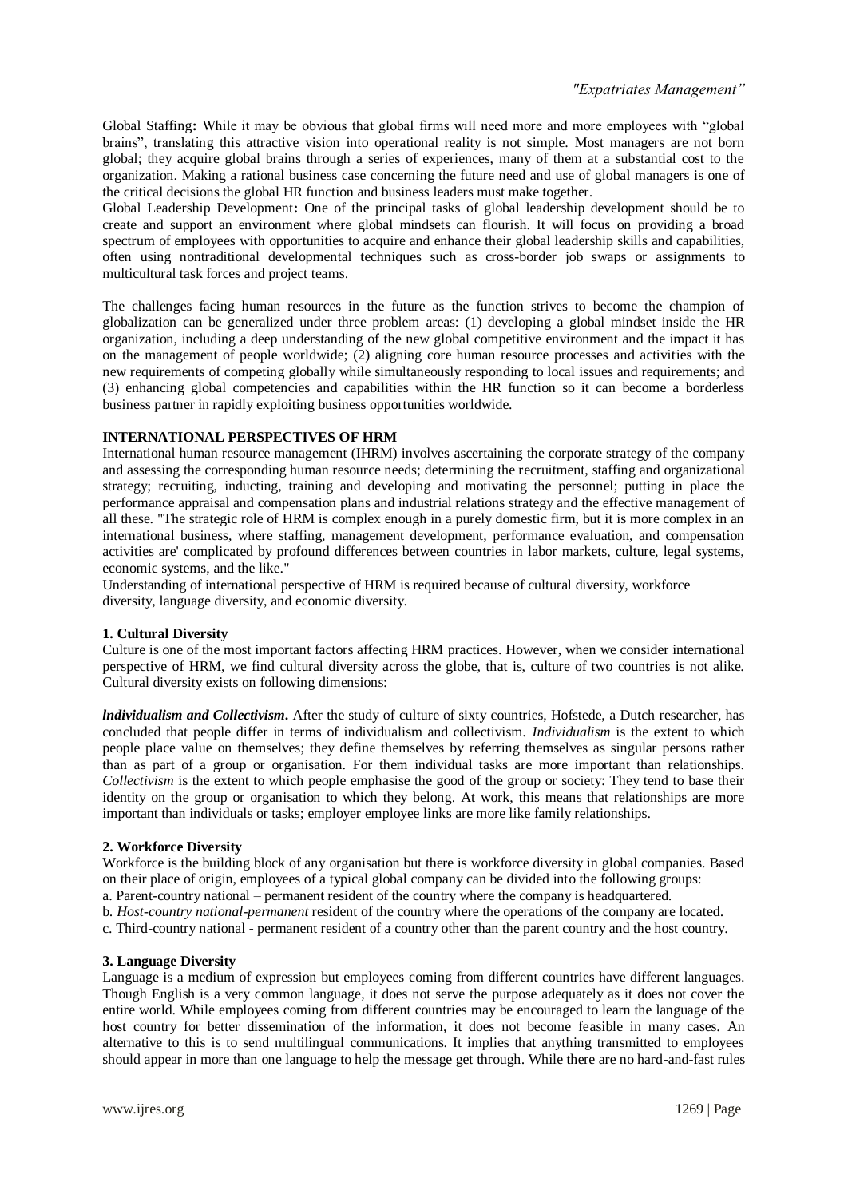Global Staffing**:** While it may be obvious that global firms will need more and more employees with "global brains", translating this attractive vision into operational reality is not simple. Most managers are not born global; they acquire global brains through a series of experiences, many of them at a substantial cost to the organization. Making a rational business case concerning the future need and use of global managers is one of the critical decisions the global HR function and business leaders must make together.

Global Leadership Development**:** One of the principal tasks of global leadership development should be to create and support an environment where global mindsets can flourish. It will focus on providing a broad spectrum of employees with opportunities to acquire and enhance their global leadership skills and capabilities, often using nontraditional developmental techniques such as cross-border job swaps or assignments to multicultural task forces and project teams.

The challenges facing human resources in the future as the function strives to become the champion of globalization can be generalized under three problem areas: (1) developing a global mindset inside the HR organization, including a deep understanding of the new global competitive environment and the impact it has on the management of people worldwide; (2) aligning core human resource processes and activities with the new requirements of competing globally while simultaneously responding to local issues and requirements; and (3) enhancing global competencies and capabilities within the HR function so it can become a borderless business partner in rapidly exploiting business opportunities worldwide.

**INTERNATIONAL PERSPECTIVES OF HRM**

International human resource management (IHRM) involves ascertaining the corporate strategy of the company and assessing the corresponding human resource needs; determining the recruitment, staffing and organizational strategy; recruiting, inducting, training and developing and motivating the personnel; putting in place the performance appraisal and compensation plans and industrial relations strategy and the effective management of all these. "The strategic role of HRM is complex enough in a purely domestic firm, but it is more complex in an international business, where staffing, management development, performance evaluation, and compensation activities are' complicated by profound differences between countries in labor markets, culture, legal systems, economic systems, and the like."

Understanding of international perspective of HRM is required because of cultural diversity, workforce diversity, language diversity, and economic diversity.

**1. Cultural Diversity**

Culture is one of the most important factors affecting HRM practices. However, when we consider international perspective of HRM, we find cultural diversity across the globe, that is, culture of two countries is not alike. Cultural diversity exists on following dimensions:

***lndividualism and Collectivism*.** After the study of culture of sixty countries, Hofstede, a Dutch researcher, has concluded that people differ in terms of individualism and collectivism. *Individualism* is the extent to which people place value on themselves; they define themselves by referring themselves as singular persons rather than as part of a group or organisation. For them individual tasks are more important than relationships. *Collectivism* is the extent to which people emphasise the good of the group or society: They tend to base their identity on the group or organisation to which they belong. At work, this means that relationships are more important than individuals or tasks; employer employee links are more like family relationships.

**2. Workforce Diversity**

Workforce is the building block of any organisation but there is workforce diversity in global companies. Based on their place of origin, employees of a typical global company can be divided into the following groups:

a. Parent-country national – permanent resident of the country where the company is headquartered.

b. *Host-country national-permanent* resident of the country where the operations of the company are located.

c. Third-country national - permanent resident of a country other than the parent country and the host country.

**3. Language Diversity**

Language is a medium of expression but employees coming from different countries have different languages. Though English is a very common language, it does not serve the purpose adequately as it does not cover the entire world. While employees coming from different countries may be encouraged to learn the language of the host country for better dissemination of the information, it does not become feasible in many cases. An alternative to this is to send multilingual communications. It implies that anything transmitted to employees should appear in more than one language to help the message get through. While there are no hard-and-fast rules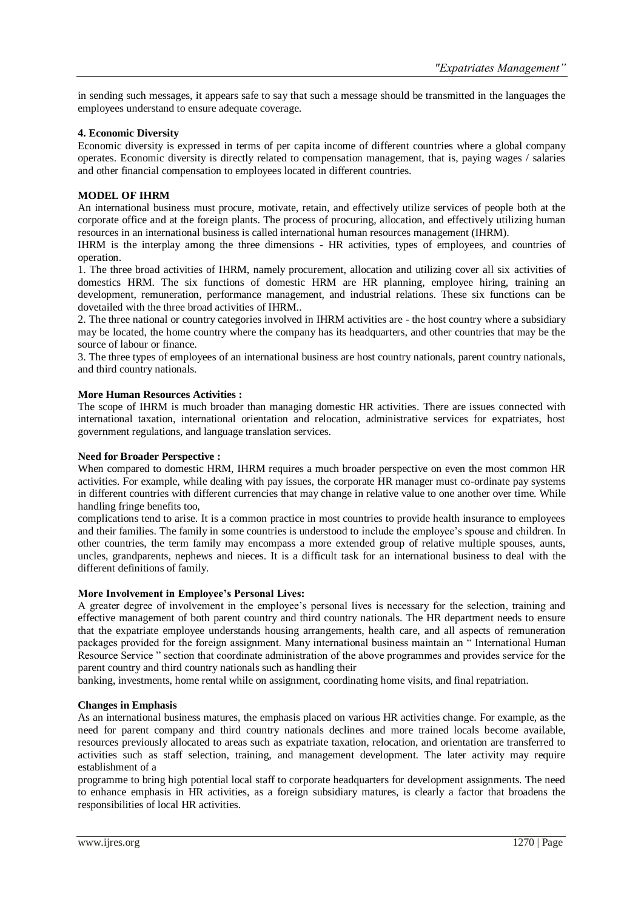in sending such messages, it appears safe to say that such a message should be transmitted in the languages the employees understand to ensure adequate coverage.

**4. Economic Diversity**

Economic diversity is expressed in terms of per capita income of different countries where a global company operates. Economic diversity is directly related to compensation management, that is, paying wages / salaries and other financial compensation to employees located in different countries.

**MODEL OF IHRM**

An international business must procure, motivate, retain, and effectively utilize services of people both at the corporate office and at the foreign plants. The process of procuring, allocation, and effectively utilizing human resources in an international business is called international human resources management (IHRM).

IHRM is the interplay among the three dimensions - HR activities, types of employees, and countries of operation.

1. The three broad activities of IHRM, namely procurement, allocation and utilizing cover all six activities of domestics HRM. The six functions of domestic HRM are HR planning, employee hiring, training an development, remuneration, performance management, and industrial relations. These six functions can be dovetailed with the three broad activities of IHRM..
2. The three national or country categories involved in IHRM activities are - the host country where a subsidiary may be located, the home country where the company has its headquarters, and other countries that may be the source of labour or finance.
3. The three types of employees of an international business are host country nationals, parent country nationals, and third country nationals.

**More Human Resources Activities :**

The scope of IHRM is much broader than managing domestic HR activities. There are issues connected with international taxation, international orientation and relocation, administrative services for expatriates, host government regulations, and language translation services.

**Need for Broader Perspective :**

When compared to domestic HRM, IHRM requires a much broader perspective on even the most common HR activities. For example, while dealing with pay issues, the corporate HR manager must co-ordinate pay systems in different countries with different currencies that may change in relative value to one another over time. While handling fringe benefits too,
complications tend to arise. It is a common practice in most countries to provide health insurance to employees and their families. The family in some countries is understood to include the employee's spouse and children. In other countries, the term family may encompass a more extended group of relative multiple spouses, aunts, uncles, grandparents, nephews and nieces. It is a difficult task for an international business to deal with the different definitions of family.

**More Involvement in Employee's Personal Lives:**

A greater degree of involvement in the employee's personal lives is necessary for the selection, training and effective management of both parent country and third country nationals. The HR department needs to ensure that the expatriate employee understands housing arrangements, health care, and all aspects of remuneration packages provided for the foreign assignment. Many international business maintain an " International Human Resource Service " section that coordinate administration of the above programmes and provides service for the parent country and third country nationals such as handling their
banking, investments, home rental while on assignment, coordinating home visits, and final repatriation.

**Changes in Emphasis**

As an international business matures, the emphasis placed on various HR activities change. For example, as the need for parent company and third country nationals declines and more trained locals become available, resources previously allocated to areas such as expatriate taxation, relocation, and orientation are transferred to activities such as staff selection, training, and management development. The later activity may require establishment of a
programme to bring high potential local staff to corporate headquarters for development assignments. The need to enhance emphasis in HR activities, as a foreign subsidiary matures, is clearly a factor that broadens the responsibilities of local HR activities.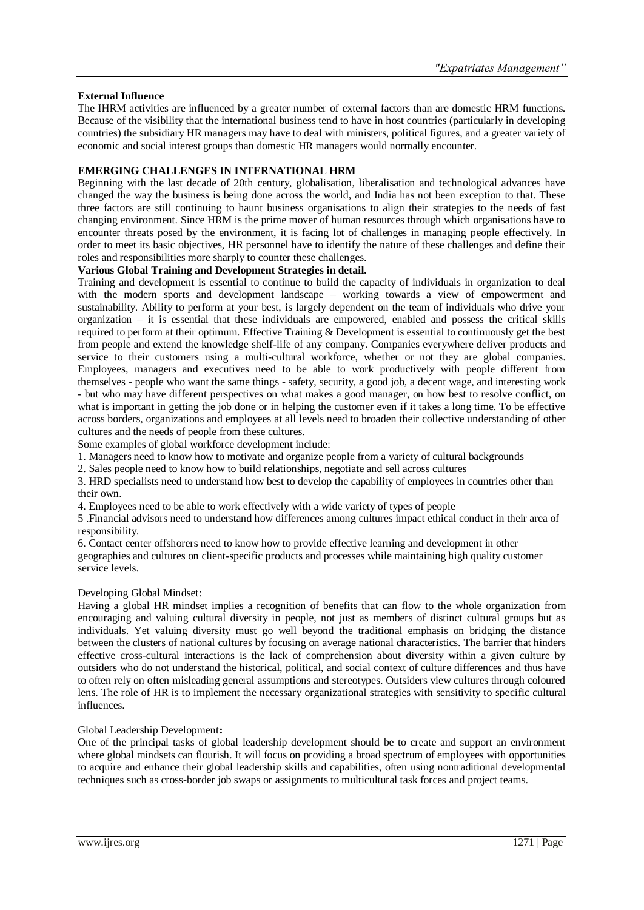**External Influence**

The IHRM activities are influenced by a greater number of external factors than are domestic HRM functions. Because of the visibility that the international business tend to have in host countries (particularly in developing countries) the subsidiary HR managers may have to deal with ministers, political figures, and a greater variety of economic and social interest groups than domestic HR managers would normally encounter.

## EMERGING CHALLENGES IN INTERNATIONAL HRM

Beginning with the last decade of 20th century, globalisation, liberalisation and technological advances have changed the way the business is being done across the world, and India has not been exception to that. These three factors are still continuing to haunt business organisations to align their strategies to the needs of fast changing environment. Since HRM is the prime mover of human resources through which organisations have to encounter threats posed by the environment, it is facing lot of challenges in managing people effectively. In order to meet its basic objectives, HR personnel have to identify the nature of these challenges and define their roles and responsibilities more sharply to counter these challenges.

**Various Global Training and Development Strategies in detail.**

Training and development is essential to continue to build the capacity of individuals in organization to deal with the modern sports and development landscape – working towards a view of empowerment and sustainability. Ability to perform at your best, is largely dependent on the team of individuals who drive your organization – it is essential that these individuals are empowered, enabled and possess the critical skills required to perform at their optimum. Effective Training & Development is essential to continuously get the best from people and extend the knowledge shelf-life of any company. Companies everywhere deliver products and service to their customers using a multi-cultural workforce, whether or not they are global companies. Employees, managers and executives need to be able to work productively with people different from themselves - people who want the same things - safety, security, a good job, a decent wage, and interesting work - but who may have different perspectives on what makes a good manager, on how best to resolve conflict, on what is important in getting the job done or in helping the customer even if it takes a long time. To be effective across borders, organizations and employees at all levels need to broaden their collective understanding of other cultures and the needs of people from these cultures.

Some examples of global workforce development include:

1. Managers need to know how to motivate and organize people from a variety of cultural backgrounds
2. Sales people need to know how to build relationships, negotiate and sell across cultures
3. HRD specialists need to understand how best to develop the capability of employees in countries other than their own.
4. Employees need to be able to work effectively with a wide variety of types of people
5. Financial advisors need to understand how differences among cultures impact ethical conduct in their area of responsibility.
6. Contact center offshorers need to know how to provide effective learning and development in other geographies and cultures on client-specific products and processes while maintaining high quality customer service levels.

Developing Global Mindset:

Having a global HR mindset implies a recognition of benefits that can flow to the whole organization from encouraging and valuing cultural diversity in people, not just as members of distinct cultural groups but as individuals. Yet valuing diversity must go well beyond the traditional emphasis on bridging the distance between the clusters of national cultures by focusing on average national characteristics. The barrier that hinders effective cross-cultural interactions is the lack of comprehension about diversity within a given culture by outsiders who do not understand the historical, political, and social context of culture differences and thus have to often rely on often misleading general assumptions and stereotypes. Outsiders view cultures through coloured lens. The role of HR is to implement the necessary organizational strategies with sensitivity to specific cultural influences.

Global Leadership Development**:**

One of the principal tasks of global leadership development should be to create and support an environment where global mindsets can flourish. It will focus on providing a broad spectrum of employees with opportunities to acquire and enhance their global leadership skills and capabilities, often using nontraditional developmental techniques such as cross-border job swaps or assignments to multicultural task forces and project teams.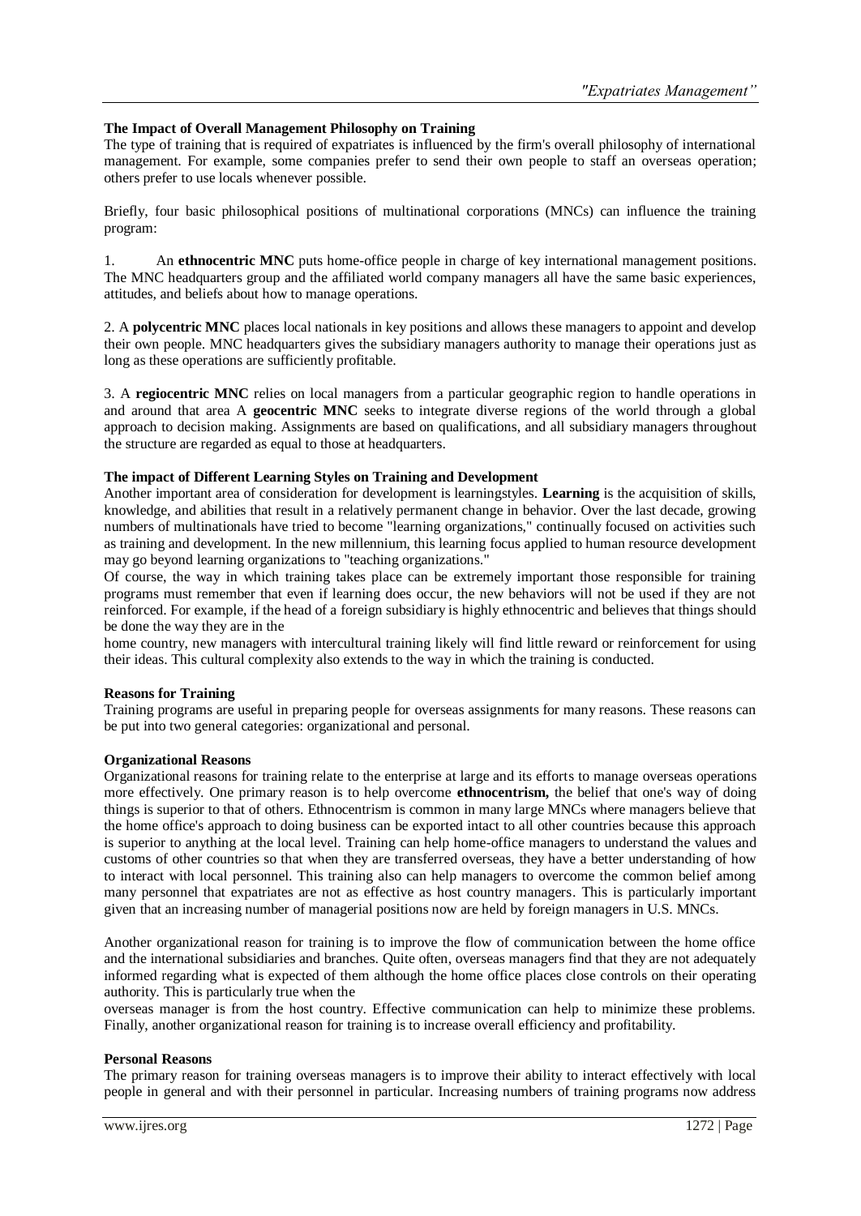**The Impact of Overall Management Philosophy on Training**

The type of training that is required of expatriates is influenced by the firm's overall philosophy of international management. For example, some companies prefer to send their own people to staff an overseas operation; others prefer to use locals whenever possible.

Briefly, four basic philosophical positions of multinational corporations (MNCs) can influence the training program:

1. An **ethnocentric MNC** puts home-office people in charge of key international management positions. The MNC headquarters group and the affiliated world company managers all have the same basic experiences, attitudes, and beliefs about how to manage operations.

2. A **polycentric MNC** places local nationals in key positions and allows these managers to appoint and develop their own people. MNC headquarters gives the subsidiary managers authority to manage their operations just as long as these operations are sufficiently profitable.

3. A **regiocentric MNC** relies on local managers from a particular geographic region to handle operations in and around that area A **geocentric MNC** seeks to integrate diverse regions of the world through a global approach to decision making. Assignments are based on qualifications, and all subsidiary managers throughout the structure are regarded as equal to those at headquarters.

**The impact of Different Learning Styles on Training and Development**

Another important area of consideration for development is learningstyles. **Learning** is the acquisition of skills, knowledge, and abilities that result in a relatively permanent change in behavior. Over the last decade, growing numbers of multinationals have tried to become "learning organizations," continually focused on activities such as training and development. In the new millennium, this learning focus applied to human resource development may go beyond learning organizations to "teaching organizations."

Of course, the way in which training takes place can be extremely important those responsible for training programs must remember that even if learning does occur, the new behaviors will not be used if they are not reinforced. For example, if the head of a foreign subsidiary is highly ethnocentric and believes that things should be done the way they are in the home country, new managers with intercultural training likely will find little reward or reinforcement for using their ideas. This cultural complexity also extends to the way in which the training is conducted.

**Reasons for Training**

Training programs are useful in preparing people for overseas assignments for many reasons. These reasons can be put into two general categories: organizational and personal.

**Organizational Reasons**

Organizational reasons for training relate to the enterprise at large and its efforts to manage overseas operations more effectively. One primary reason is to help overcome **ethnocentrism,** the belief that one's way of doing things is superior to that of others. Ethnocentrism is common in many large MNCs where managers believe that the home office's approach to doing business can be exported intact to all other countries because this approach is superior to anything at the local level. Training can help home-office managers to understand the values and customs of other countries so that when they are transferred overseas, they have a better understanding of how to interact with local personnel. This training also can help managers to overcome the common belief among many personnel that expatriates are not as effective as host country managers. This is particularly important given that an increasing number of managerial positions now are held by foreign managers in U.S. MNCs.

Another organizational reason for training is to improve the flow of communication between the home office and the international subsidiaries and branches. Quite often, overseas managers find that they are not adequately informed regarding what is expected of them although the home office places close controls on their operating authority. This is particularly true when the overseas manager is from the host country. Effective communication can help to minimize these problems. Finally, another organizational reason for training is to increase overall efficiency and profitability.

**Personal Reasons**

The primary reason for training overseas managers is to improve their ability to interact effectively with local people in general and with their personnel in particular. Increasing numbers of training programs now address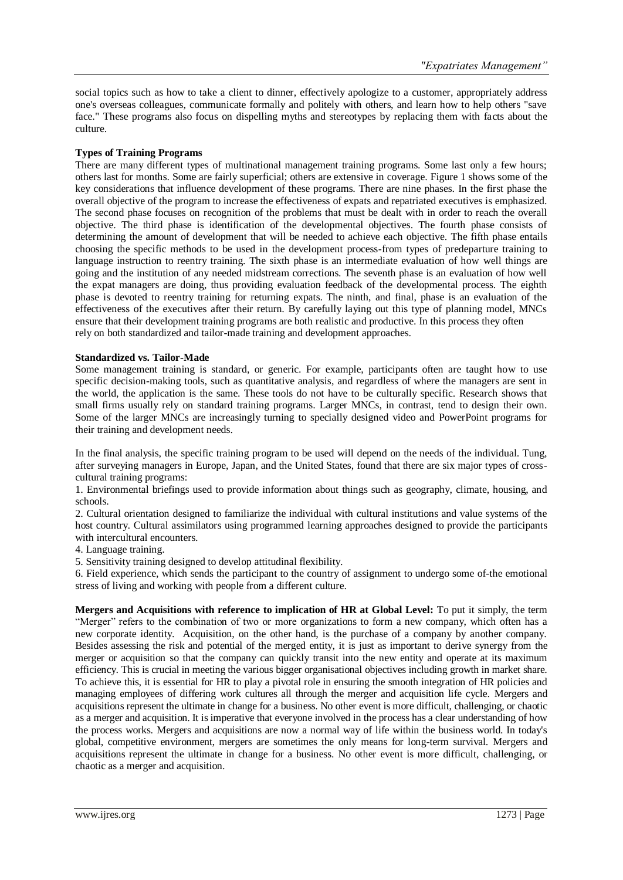social topics such as how to take a client to dinner, effectively apologize to a customer, appropriately address one's overseas colleagues, communicate formally and politely with others, and learn how to help others "save face." These programs also focus on dispelling myths and stereotypes by replacing them with facts about the culture.

**Types of Training Programs**

There are many different types of multinational management training programs. Some last only a few hours; others last for months. Some are fairly superficial; others are extensive in coverage. Figure 1 shows some of the key considerations that influence development of these programs. There are nine phases. In the first phase the overall objective of the program to increase the effectiveness of expats and repatriated executives is emphasized. The second phase focuses on recognition of the problems that must be dealt with in order to reach the overall objective. The third phase is identification of the developmental objectives. The fourth phase consists of determining the amount of development that will be needed to achieve each objective. The fifth phase entails choosing the specific methods to be used in the development process-from types of predeparture training to language instruction to reentry training. The sixth phase is an intermediate evaluation of how well things are going and the institution of any needed midstream corrections. The seventh phase is an evaluation of how well the expat managers are doing, thus providing evaluation feedback of the developmental process. The eighth phase is devoted to reentry training for returning expats. The ninth, and final, phase is an evaluation of the effectiveness of the executives after their return. By carefully laying out this type of planning model, MNCs ensure that their development training programs are both realistic and productive. In this process they often rely on both standardized and tailor-made training and development approaches.

**Standardized vs. Tailor-Made**

Some management training is standard, or generic. For example, participants often are taught how to use specific decision-making tools, such as quantitative analysis, and regardless of where the managers are sent in the world, the application is the same. These tools do not have to be culturally specific. Research shows that small firms usually rely on standard training programs. Larger MNCs, in contrast, tend to design their own. Some of the larger MNCs are increasingly turning to specially designed video and PowerPoint programs for their training and development needs.

In the final analysis, the specific training program to be used will depend on the needs of the individual. Tung, after surveying managers in Europe, Japan, and the United States, found that there are six major types of cross-cultural training programs:

1. Environmental briefings used to provide information about things such as geography, climate, housing, and schools.
2. Cultural orientation designed to familiarize the individual with cultural institutions and value systems of the host country. Cultural assimilators using programmed learning approaches designed to provide the participants with intercultural encounters.
4. Language training.
5. Sensitivity training designed to develop attitudinal flexibility.
6. Field experience, which sends the participant to the country of assignment to undergo some of-the emotional stress of living and working with people from a different culture.

**Mergers and Acquisitions with reference to implication of HR at Global Level:** To put it simply, the term "Merger" refers to the combination of two or more organizations to form a new company, which often has a new corporate identity. Acquisition, on the other hand, is the purchase of a company by another company. Besides assessing the risk and potential of the merged entity, it is just as important to derive synergy from the merger or acquisition so that the company can quickly transit into the new entity and operate at its maximum efficiency. This is crucial in meeting the various bigger organisational objectives including growth in market share. To achieve this, it is essential for HR to play a pivotal role in ensuring the smooth integration of HR policies and managing employees of differing work cultures all through the merger and acquisition life cycle. Mergers and acquisitions represent the ultimate in change for a business. No other event is more difficult, challenging, or chaotic as a merger and acquisition. It is imperative that everyone involved in the process has a clear understanding of how the process works. Mergers and acquisitions are now a normal way of life within the business world. In today's global, competitive environment, mergers are sometimes the only means for long-term survival. Mergers and acquisitions represent the ultimate in change for a business. No other event is more difficult, challenging, or chaotic as a merger and acquisition.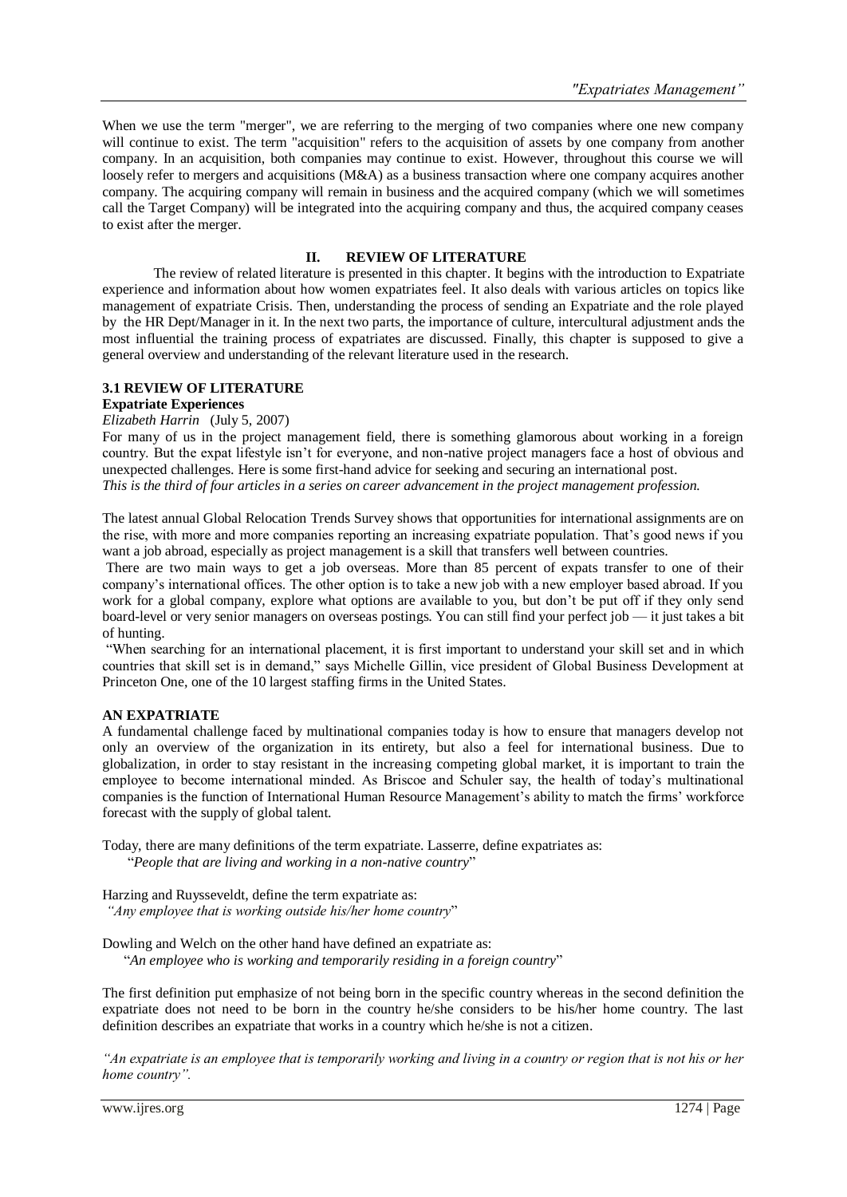When we use the term "merger", we are referring to the merging of two companies where one new company will continue to exist. The term "acquisition" refers to the acquisition of assets by one company from another company. In an acquisition, both companies may continue to exist. However, throughout this course we will loosely refer to mergers and acquisitions (M&A) as a business transaction where one company acquires another company. The acquiring company will remain in business and the acquired company (which we will sometimes call the Target Company) will be integrated into the acquiring company and thus, the acquired company ceases to exist after the merger.

## II. REVIEW OF LITERATURE

The review of related literature is presented in this chapter. It begins with the introduction to Expatriate experience and information about how women expatriates feel. It also deals with various articles on topics like management of expatriate Crisis. Then, understanding the process of sending an Expatriate and the role played by the HR Dept/Manager in it. In the next two parts, the importance of culture, intercultural adjustment ands the most influential the training process of expatriates are discussed. Finally, this chapter is supposed to give a general overview and understanding of the relevant literature used in the research.

### 3.1 REVIEW OF LITERATURE

**Expatriate Experiences**

*Elizabeth Harrin* (July 5, 2007)

For many of us in the project management field, there is something glamorous about working in a foreign country. But the expat lifestyle isn't for everyone, and non-native project managers face a host of obvious and unexpected challenges. Here is some first-hand advice for seeking and securing an international post.

*This is the third of four articles in a series on career advancement in the project management profession.*

The latest annual Global Relocation Trends Survey shows that opportunities for international assignments are on the rise, with more and more companies reporting an increasing expatriate population. That's good news if you want a job abroad, especially as project management is a skill that transfers well between countries.

There are two main ways to get a job overseas. More than 85 percent of expats transfer to one of their company's international offices. The other option is to take a new job with a new employer based abroad. If you work for a global company, explore what options are available to you, but don't be put off if they only send board-level or very senior managers on overseas postings. You can still find your perfect job — it just takes a bit of hunting.

"When searching for an international placement, it is first important to understand your skill set and in which countries that skill set is in demand," says Michelle Gillin, vice president of Global Business Development at Princeton One, one of the 10 largest staffing firms in the United States.

**AN EXPATRIATE**

A fundamental challenge faced by multinational companies today is how to ensure that managers develop not only an overview of the organization in its entirety, but also a feel for international business. Due to globalization, in order to stay resistant in the increasing competing global market, it is important to train the employee to become international minded. As Briscoe and Schuler say, the health of today's multinational companies is the function of International Human Resource Management's ability to match the firms' workforce forecast with the supply of global talent.

Today, there are many definitions of the term expatriate. Lasserre, define expatriates as:

"*People that are living and working in a non-native country*"

Harzing and Ruysseveldt, define the term expatriate as:

*"Any employee that is working outside his/her home country"*

Dowling and Welch on the other hand have defined an expatriate as:

"*An employee who is working and temporarily residing in a foreign country*"

The first definition put emphasize of not being born in the specific country whereas in the second definition the expatriate does not need to be born in the country he/she considers to be his/her home country. The last definition describes an expatriate that works in a country which he/she is not a citizen.

*"An expatriate is an employee that is temporarily working and living in a country or region that is not his or her home country".*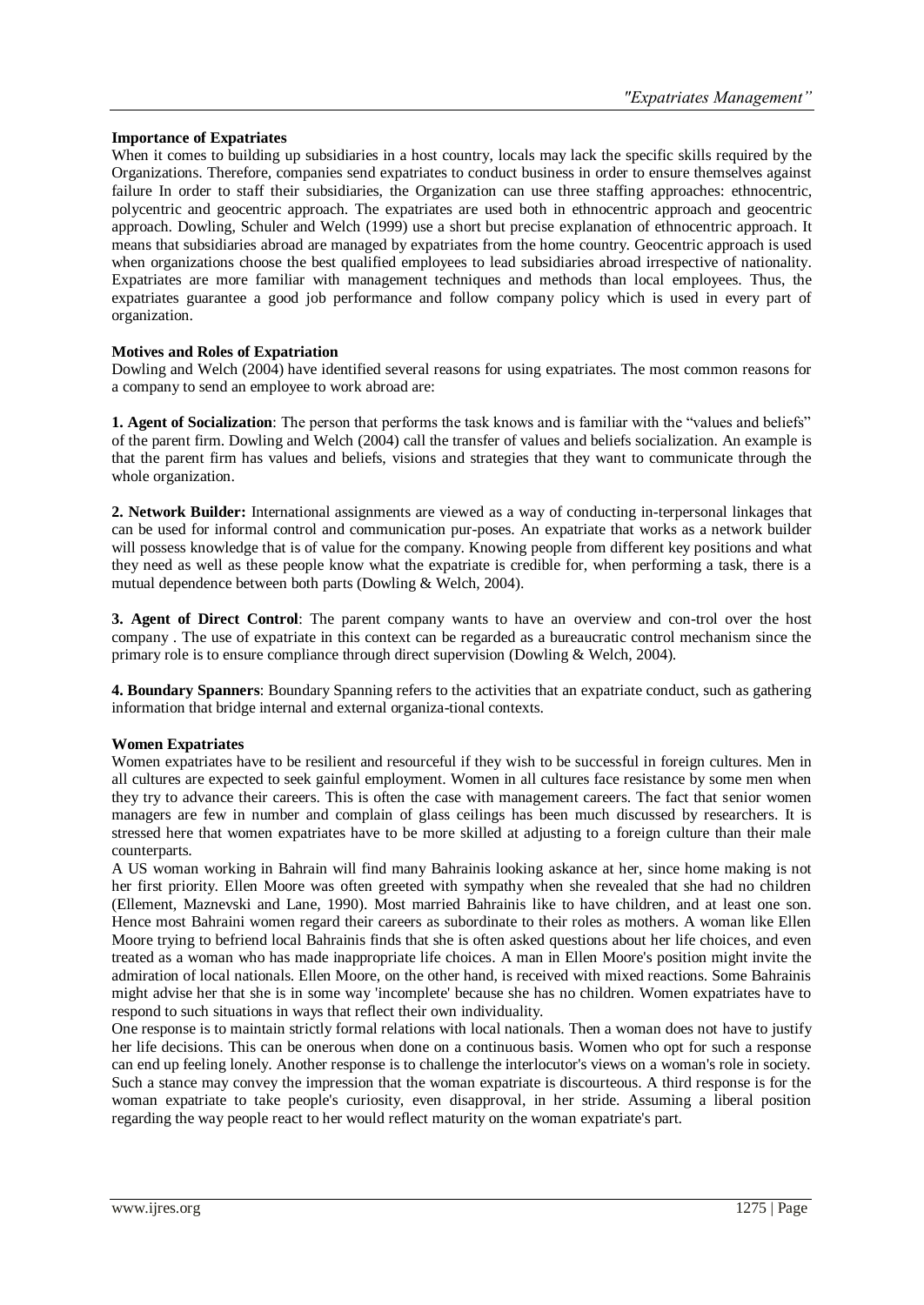**Importance of Expatriates**

When it comes to building up subsidiaries in a host country, locals may lack the specific skills required by the Organizations. Therefore, companies send expatriates to conduct business in order to ensure themselves against failure In order to staff their subsidiaries, the Organization can use three staffing approaches: ethnocentric, polycentric and geocentric approach. The expatriates are used both in ethnocentric approach and geocentric approach. Dowling, Schuler and Welch (1999) use a short but precise explanation of ethnocentric approach. It means that subsidiaries abroad are managed by expatriates from the home country. Geocentric approach is used when organizations choose the best qualified employees to lead subsidiaries abroad irrespective of nationality. Expatriates are more familiar with management techniques and methods than local employees. Thus, the expatriates guarantee a good job performance and follow company policy which is used in every part of organization.

**Motives and Roles of Expatriation**

Dowling and Welch (2004) have identified several reasons for using expatriates. The most common reasons for a company to send an employee to work abroad are:

**1. Agent of Socialization**: The person that performs the task knows and is familiar with the "values and beliefs" of the parent firm. Dowling and Welch (2004) call the transfer of values and beliefs socialization. An example is that the parent firm has values and beliefs, visions and strategies that they want to communicate through the whole organization.

**2. Network Builder:** International assignments are viewed as a way of conducting in-terpersonal linkages that can be used for informal control and communication pur-poses. An expatriate that works as a network builder will possess knowledge that is of value for the company. Knowing people from different key positions and what they need as well as these people know what the expatriate is credible for, when performing a task, there is a mutual dependence between both parts (Dowling & Welch, 2004).

**3. Agent of Direct Control**: The parent company wants to have an overview and con-trol over the host company . The use of expatriate in this context can be regarded as a bureaucratic control mechanism since the primary role is to ensure compliance through direct supervision (Dowling & Welch, 2004).

**4. Boundary Spanners**: Boundary Spanning refers to the activities that an expatriate conduct, such as gathering information that bridge internal and external organiza-tional contexts.

**Women Expatriates**

Women expatriates have to be resilient and resourceful if they wish to be successful in foreign cultures. Men in all cultures are expected to seek gainful employment. Women in all cultures face resistance by some men when they try to advance their careers. This is often the case with management careers. The fact that senior women managers are few in number and complain of glass ceilings has been much discussed by researchers. It is stressed here that women expatriates have to be more skilled at adjusting to a foreign culture than their male counterparts.

A US woman working in Bahrain will find many Bahrainis looking askance at her, since home making is not her first priority. Ellen Moore was often greeted with sympathy when she revealed that she had no children (Ellement, Maznevski and Lane, 1990). Most married Bahrainis like to have children, and at least one son. Hence most Bahraini women regard their careers as subordinate to their roles as mothers. A woman like Ellen Moore trying to befriend local Bahrainis finds that she is often asked questions about her life choices, and even treated as a woman who has made inappropriate life choices. A man in Ellen Moore's position might invite the admiration of local nationals. Ellen Moore, on the other hand, is received with mixed reactions. Some Bahrainis might advise her that she is in some way 'incomplete' because she has no children. Women expatriates have to respond to such situations in ways that reflect their own individuality.

One response is to maintain strictly formal relations with local nationals. Then a woman does not have to justify her life decisions. This can be onerous when done on a continuous basis. Women who opt for such a response can end up feeling lonely. Another response is to challenge the interlocutor's views on a woman's role in society. Such a stance may convey the impression that the woman expatriate is discourteous. A third response is for the woman expatriate to take people's curiosity, even disapproval, in her stride. Assuming a liberal position regarding the way people react to her would reflect maturity on the woman expatriate's part.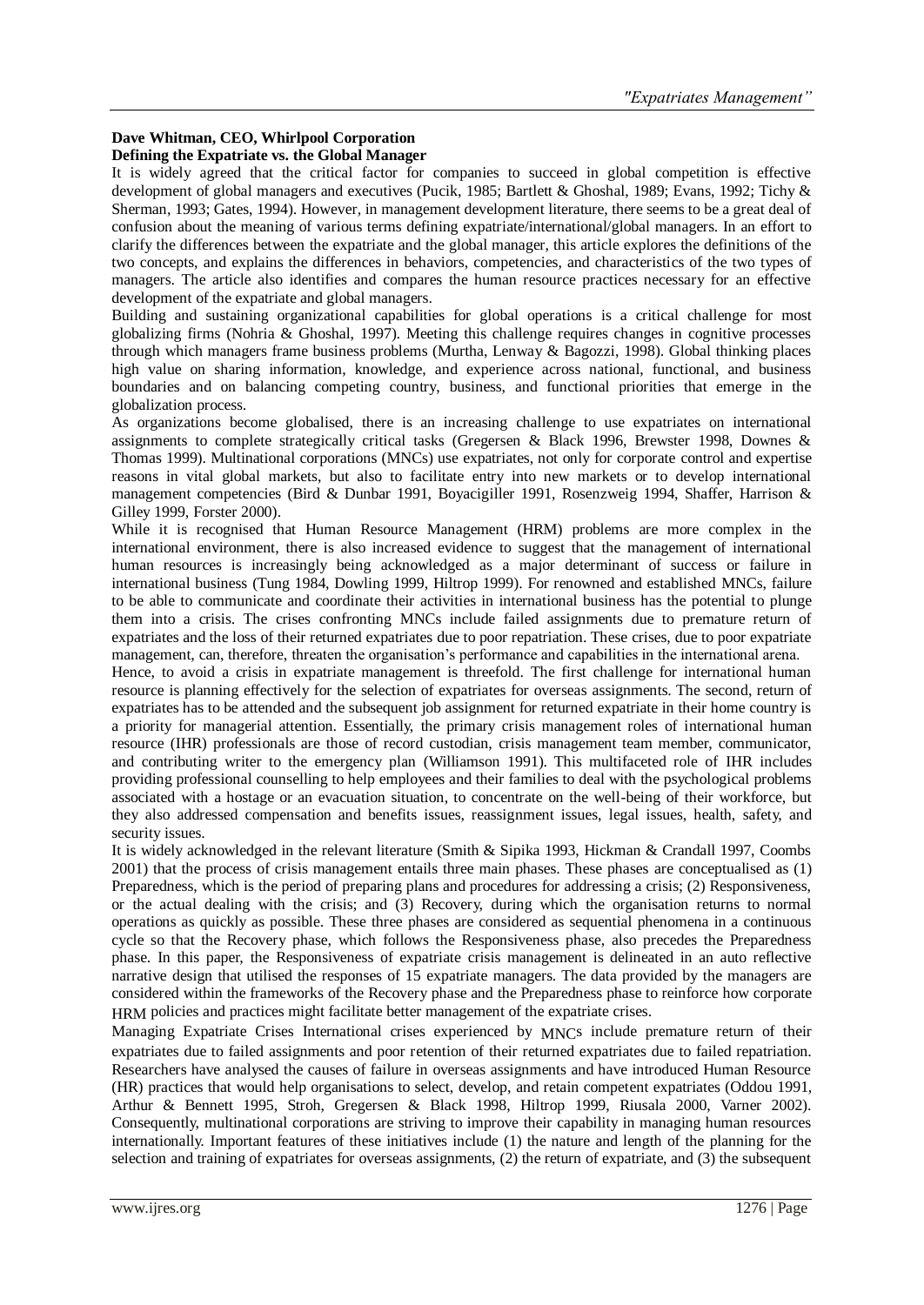**Dave Whitman, CEO, Whirlpool Corporation**

**Defining the Expatriate vs. the Global Manager**

It is widely agreed that the critical factor for companies to succeed in global competition is effective development of global managers and executives (Pucik, 1985; Bartlett & Ghoshal, 1989; Evans, 1992; Tichy & Sherman, 1993; Gates, 1994). However, in management development literature, there seems to be a great deal of confusion about the meaning of various terms defining expatriate/international/global managers. In an effort to clarify the differences between the expatriate and the global manager, this article explores the definitions of the two concepts, and explains the differences in behaviors, competencies, and characteristics of the two types of managers. The article also identifies and compares the human resource practices necessary for an effective development of the expatriate and global managers.

Building and sustaining organizational capabilities for global operations is a critical challenge for most globalizing firms (Nohria & Ghoshal, 1997). Meeting this challenge requires changes in cognitive processes through which managers frame business problems (Murtha, Lenway & Bagozzi, 1998). Global thinking places high value on sharing information, knowledge, and experience across national, functional, and business boundaries and on balancing competing country, business, and functional priorities that emerge in the globalization process.

As organizations become globalised, there is an increasing challenge to use expatriates on international assignments to complete strategically critical tasks (Gregersen & Black 1996, Brewster 1998, Downes & Thomas 1999). Multinational corporations (MNCs) use expatriates, not only for corporate control and expertise reasons in vital global markets, but also to facilitate entry into new markets or to develop international management competencies (Bird & Dunbar 1991, Boyacigiller 1991, Rosenzweig 1994, Shaffer, Harrison & Gilley 1999, Forster 2000).

While it is recognised that Human Resource Management (HRM) problems are more complex in the international environment, there is also increased evidence to suggest that the management of international human resources is increasingly being acknowledged as a major determinant of success or failure in international business (Tung 1984, Dowling 1999, Hiltrop 1999). For renowned and established MNCs, failure to be able to communicate and coordinate their activities in international business has the potential to plunge them into a crisis. The crises confronting MNCs include failed assignments due to premature return of expatriates and the loss of their returned expatriates due to poor repatriation. These crises, due to poor expatriate management, can, therefore, threaten the organisation's performance and capabilities in the international arena.

Hence, to avoid a crisis in expatriate management is threefold. The first challenge for international human resource is planning effectively for the selection of expatriates for overseas assignments. The second, return of expatriates has to be attended and the subsequent job assignment for returned expatriate in their home country is a priority for managerial attention. Essentially, the primary crisis management roles of international human resource (IHR) professionals are those of record custodian, crisis management team member, communicator, and contributing writer to the emergency plan (Williamson 1991). This multifaceted role of IHR includes providing professional counselling to help employees and their families to deal with the psychological problems associated with a hostage or an evacuation situation, to concentrate on the well-being of their workforce, but they also addressed compensation and benefits issues, reassignment issues, legal issues, health, safety, and security issues.

It is widely acknowledged in the relevant literature (Smith & Sipika 1993, Hickman & Crandall 1997, Coombs 2001) that the process of crisis management entails three main phases. These phases are conceptualised as (1) Preparedness, which is the period of preparing plans and procedures for addressing a crisis; (2) Responsiveness, or the actual dealing with the crisis; and (3) Recovery, during which the organisation returns to normal operations as quickly as possible. These three phases are considered as sequential phenomena in a continuous cycle so that the Recovery phase, which follows the Responsiveness phase, also precedes the Preparedness phase. In this paper, the Responsiveness of expatriate crisis management is delineated in an auto reflective narrative design that utilised the responses of 15 expatriate managers. The data provided by the managers are considered within the frameworks of the Recovery phase and the Preparedness phase to reinforce how corporate HRM policies and practices might facilitate better management of the expatriate crises.

Managing Expatriate Crises International crises experienced by MNCs include premature return of their expatriates due to failed assignments and poor retention of their returned expatriates due to failed repatriation. Researchers have analysed the causes of failure in overseas assignments and have introduced Human Resource (HR) practices that would help organisations to select, develop, and retain competent expatriates (Oddou 1991, Arthur & Bennett 1995, Stroh, Gregersen & Black 1998, Hiltrop 1999, Riusala 2000, Varner 2002). Consequently, multinational corporations are striving to improve their capability in managing human resources internationally. Important features of these initiatives include (1) the nature and length of the planning for the selection and training of expatriates for overseas assignments, (2) the return of expatriate, and (3) the subsequent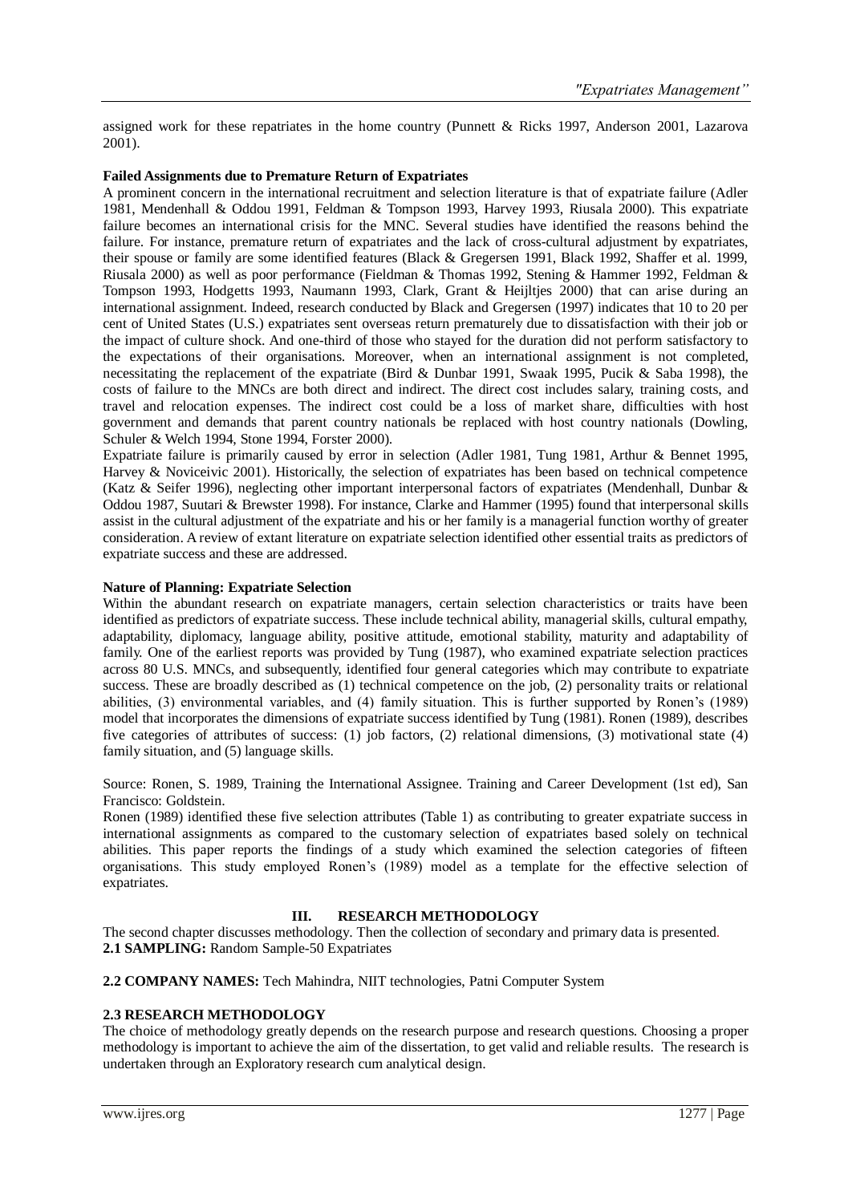assigned work for these repatriates in the home country (Punnett & Ricks 1997, Anderson 2001, Lazarova 2001).

**Failed Assignments due to Premature Return of Expatriates**

A prominent concern in the international recruitment and selection literature is that of expatriate failure (Adler 1981, Mendenhall & Oddou 1991, Feldman & Tompson 1993, Harvey 1993, Riusala 2000). This expatriate failure becomes an international crisis for the MNC. Several studies have identified the reasons behind the failure. For instance, premature return of expatriates and the lack of cross-cultural adjustment by expatriates, their spouse or family are some identified features (Black & Gregersen 1991, Black 1992, Shaffer et al. 1999, Riusala 2000) as well as poor performance (Fieldman & Thomas 1992, Stening & Hammer 1992, Feldman & Tompson 1993, Hodgetts 1993, Naumann 1993, Clark, Grant & Heijltjes 2000) that can arise during an international assignment. Indeed, research conducted by Black and Gregersen (1997) indicates that 10 to 20 per cent of United States (U.S.) expatriates sent overseas return prematurely due to dissatisfaction with their job or the impact of culture shock. And one-third of those who stayed for the duration did not perform satisfactory to the expectations of their organisations. Moreover, when an international assignment is not completed, necessitating the replacement of the expatriate (Bird & Dunbar 1991, Swaak 1995, Pucik & Saba 1998), the costs of failure to the MNCs are both direct and indirect. The direct cost includes salary, training costs, and travel and relocation expenses. The indirect cost could be a loss of market share, difficulties with host government and demands that parent country nationals be replaced with host country nationals (Dowling, Schuler & Welch 1994, Stone 1994, Forster 2000).

Expatriate failure is primarily caused by error in selection (Adler 1981, Tung 1981, Arthur & Bennet 1995, Harvey & Noviceivic 2001). Historically, the selection of expatriates has been based on technical competence (Katz & Seifer 1996), neglecting other important interpersonal factors of expatriates (Mendenhall, Dunbar & Oddou 1987, Suutari & Brewster 1998). For instance, Clarke and Hammer (1995) found that interpersonal skills assist in the cultural adjustment of the expatriate and his or her family is a managerial function worthy of greater consideration. A review of extant literature on expatriate selection identified other essential traits as predictors of expatriate success and these are addressed.

**Nature of Planning: Expatriate Selection**

Within the abundant research on expatriate managers, certain selection characteristics or traits have been identified as predictors of expatriate success. These include technical ability, managerial skills, cultural empathy, adaptability, diplomacy, language ability, positive attitude, emotional stability, maturity and adaptability of family. One of the earliest reports was provided by Tung (1987), who examined expatriate selection practices across 80 U.S. MNCs, and subsequently, identified four general categories which may contribute to expatriate success. These are broadly described as (1) technical competence on the job, (2) personality traits or relational abilities, (3) environmental variables, and (4) family situation. This is further supported by Ronen's (1989) model that incorporates the dimensions of expatriate success identified by Tung (1981). Ronen (1989), describes five categories of attributes of success: (1) job factors, (2) relational dimensions, (3) motivational state (4) family situation, and (5) language skills.

Source: Ronen, S. 1989, Training the International Assignee. Training and Career Development (1st ed), San Francisco: Goldstein.

Ronen (1989) identified these five selection attributes (Table 1) as contributing to greater expatriate success in international assignments as compared to the customary selection of expatriates based solely on technical abilities. This paper reports the findings of a study which examined the selection categories of fifteen organisations. This study employed Ronen's (1989) model as a template for the effective selection of expatriates.

## III. RESEARCH METHODOLOGY

The second chapter discusses methodology. Then the collection of secondary and primary data is presented.

**2.1 SAMPLING:** Random Sample-50 Expatriates

**2.2 COMPANY NAMES:** Tech Mahindra, NIIT technologies, Patni Computer System

### 2.3 RESEARCH METHODOLOGY

The choice of methodology greatly depends on the research purpose and research questions. Choosing a proper methodology is important to achieve the aim of the dissertation, to get valid and reliable results. The research is undertaken through an Exploratory research cum analytical design.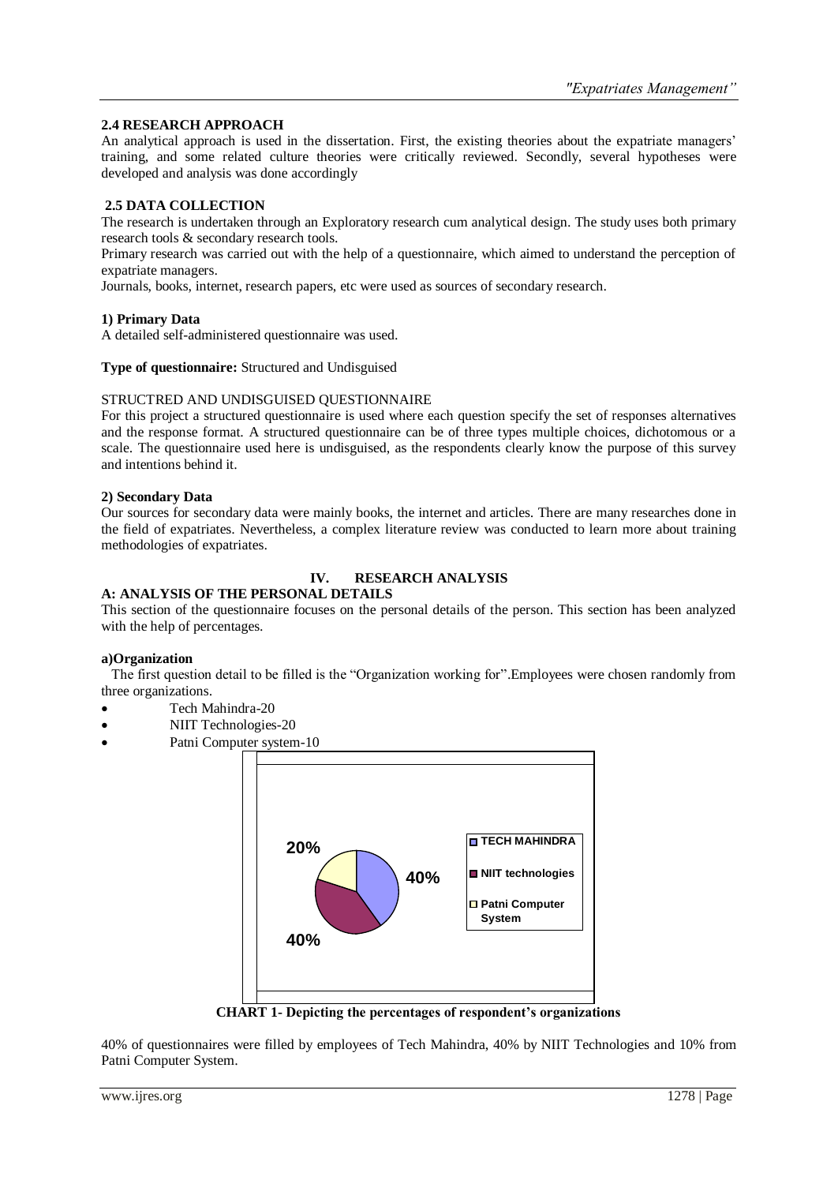### 2.4 RESEARCH APPROACH

An analytical approach is used in the dissertation. First, the existing theories about the expatriate managers' training, and some related culture theories were critically reviewed. Secondly, several hypotheses were developed and analysis was done accordingly

### 2.5 DATA COLLECTION

The research is undertaken through an Exploratory research cum analytical design. The study uses both primary research tools & secondary research tools.

Primary research was carried out with the help of a questionnaire, which aimed to understand the perception of expatriate managers.

Journals, books, internet, research papers, etc were used as sources of secondary research.

**1) Primary Data**

A detailed self-administered questionnaire was used.

**Type of questionnaire:** Structured and Undisguised

STRUCTRED AND UNDISGUISED QUESTIONNAIRE

For this project a structured questionnaire is used where each question specify the set of responses alternatives and the response format. A structured questionnaire can be of three types multiple choices, dichotomous or a scale. The questionnaire used here is undisguised, as the respondents clearly know the purpose of this survey and intentions behind it.

**2) Secondary Data**

Our sources for secondary data were mainly books, the internet and articles. There are many researches done in the field of expatriates. Nevertheless, a complex literature review was conducted to learn more about training methodologies of expatriates.

## IV. RESEARCH ANALYSIS

### A: ANALYSIS OF THE PERSONAL DETAILS

This section of the questionnaire focuses on the personal details of the person. This section has been analyzed with the help of percentages.

**a)Organization**

The first question detail to be filled is the "Organization working for".Employees were chosen randomly from three organizations.

- Tech Mahindra-20
- NIIT Technologies-20
- Patni Computer system-10

20%

40%

40%

TECH MAHINDRA

NIIT technologies

Patni Computer System

**CHART 1- Depicting the percentages of respondent's organizations**

40% of questionnaires were filled by employees of Tech Mahindra, 40% by NIIT Technologies and 10% from Patni Computer System.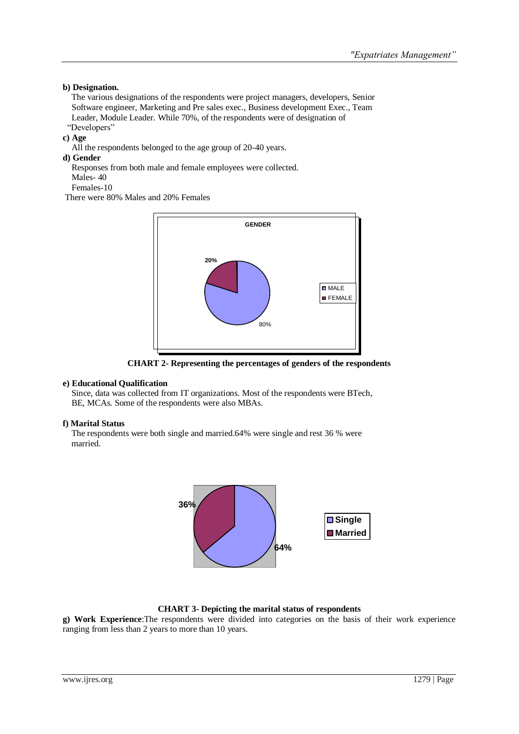**b) Designation.**

The various designations of the respondents were project managers, developers, Senior Software engineer, Marketing and Pre sales exec., Business development Exec., Team Leader, Module Leader. While 70%, of the respondents were of designation of "Developers"

**c) Age**

All the respondents belonged to the age group of 20-40 years.

**d) Gender**

Responses from both male and female employees were collected.

Males- 40

Females-10

There were 80% Males and 20% Females

GENDER

20%

80%

MALE

FEMALE

**CHART 2- Representing the percentages of genders of the respondents**

**e) Educational Qualification**

Since, data was collected from IT organizations. Most of the respondents were BTech, BE, MCAs. Some of the respondents were also MBAs.

**f) Marital Status**

The respondents were both single and married.64% were single and rest 36 % were married.

36%

64%

Single

Married

**CHART 3- Depicting the marital status of respondents**

**g) Work Experience**:The respondents were divided into categories on the basis of their work experience ranging from less than 2 years to more than 10 years.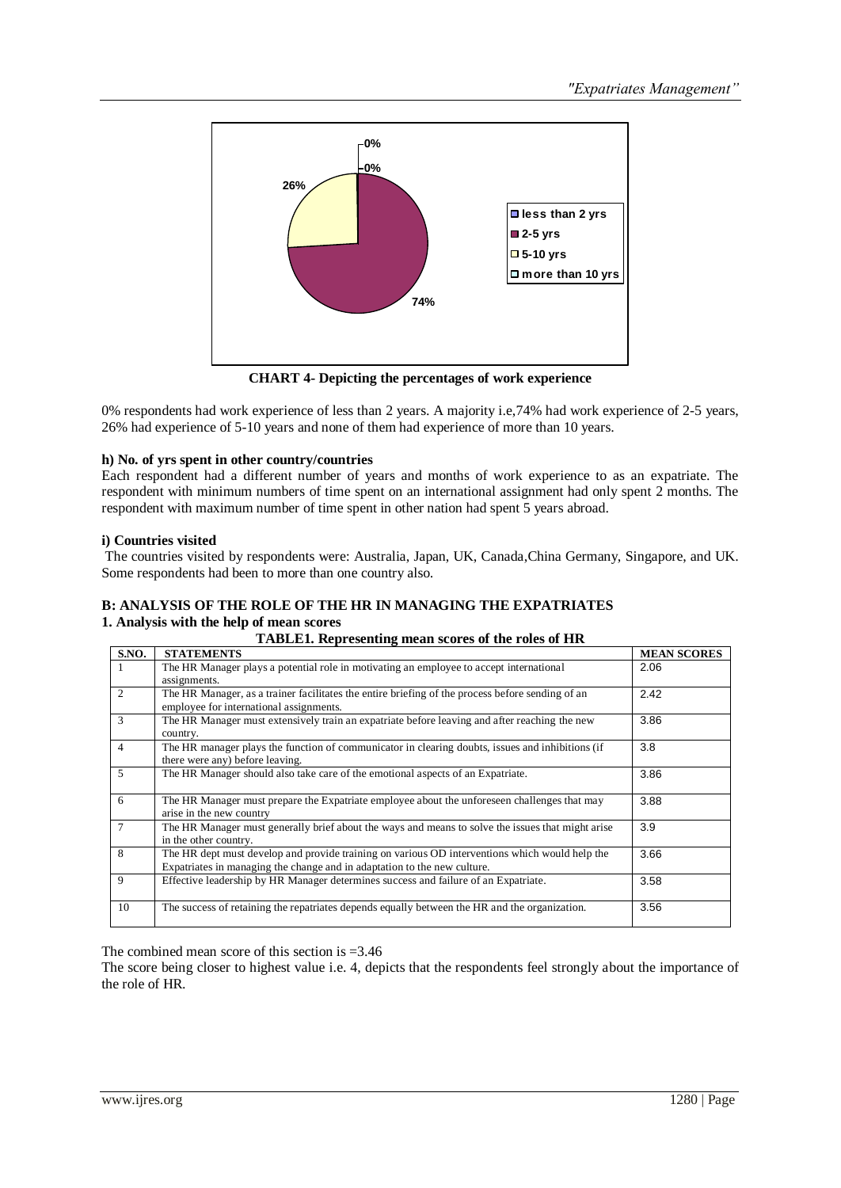0%

0%

26%

74%

less than 2 yrs

2-5 yrs

5-10 yrs

more than 10 yrs

**CHART 4- Depicting the percentages of work experience**

0% respondents had work experience of less than 2 years. A majority i.e,74% had work experience of 2-5 years, 26% had experience of 5-10 years and none of them had experience of more than 10 years.

#### h) No. of yrs spent in other country/countries

Each respondent had a different number of years and months of work experience to as an expatriate. The respondent with minimum numbers of time spent on an international assignment had only spent 2 months. The respondent with maximum number of time spent in other nation had spent 5 years abroad.

#### i) Countries visited

The countries visited by respondents were: Australia, Japan, UK, Canada,China Germany, Singapore, and UK. Some respondents had been to more than one country also.

### B: ANALYSIS OF THE ROLE OF THE HR IN MANAGING THE EXPATRIATES

#### 1. Analysis with the help of mean scores

**TABLE1. Representing mean scores of the roles of HR**

| S.NO. | STATEMENTS | MEAN SCORES |
|---|---|---|
| 1 | The HR Manager plays a potential role in motivating an employee to accept international assignments. | 2.06 |
| 2 | The HR Manager, as a trainer facilitates the entire briefing of the process before sending of an employee for international assignments. | 2.42 |
| 3 | The HR Manager must extensively train an expatriate before leaving and after reaching the new country. | 3.86 |
| 4 | The HR manager plays the function of communicator in clearing doubts, issues and inhibitions (if there were any) before leaving. | 3.8 |
| 5 | The HR Manager should also take care of the emotional aspects of an Expatriate. | 3.86 |
| 6 | The HR Manager must prepare the Expatriate employee about the unforeseen challenges that may arise in the new country | 3.88 |
| 7 | The HR Manager must generally brief about the ways and means to solve the issues that might arise in the other country. | 3.9 |
| 8 | The HR dept must develop and provide training on various OD interventions which would help the Expatriates in managing the change and in adaptation to the new culture. | 3.66 |
| 9 | Effective leadership by HR Manager determines success and failure of an Expatriate. | 3.58 |
| 10 | The success of retaining the repatriates depends equally between the HR and the organization. | 3.56 |

The combined mean score of this section is =3.46

The score being closer to highest value i.e. 4, depicts that the respondents feel strongly about the importance of the role of HR.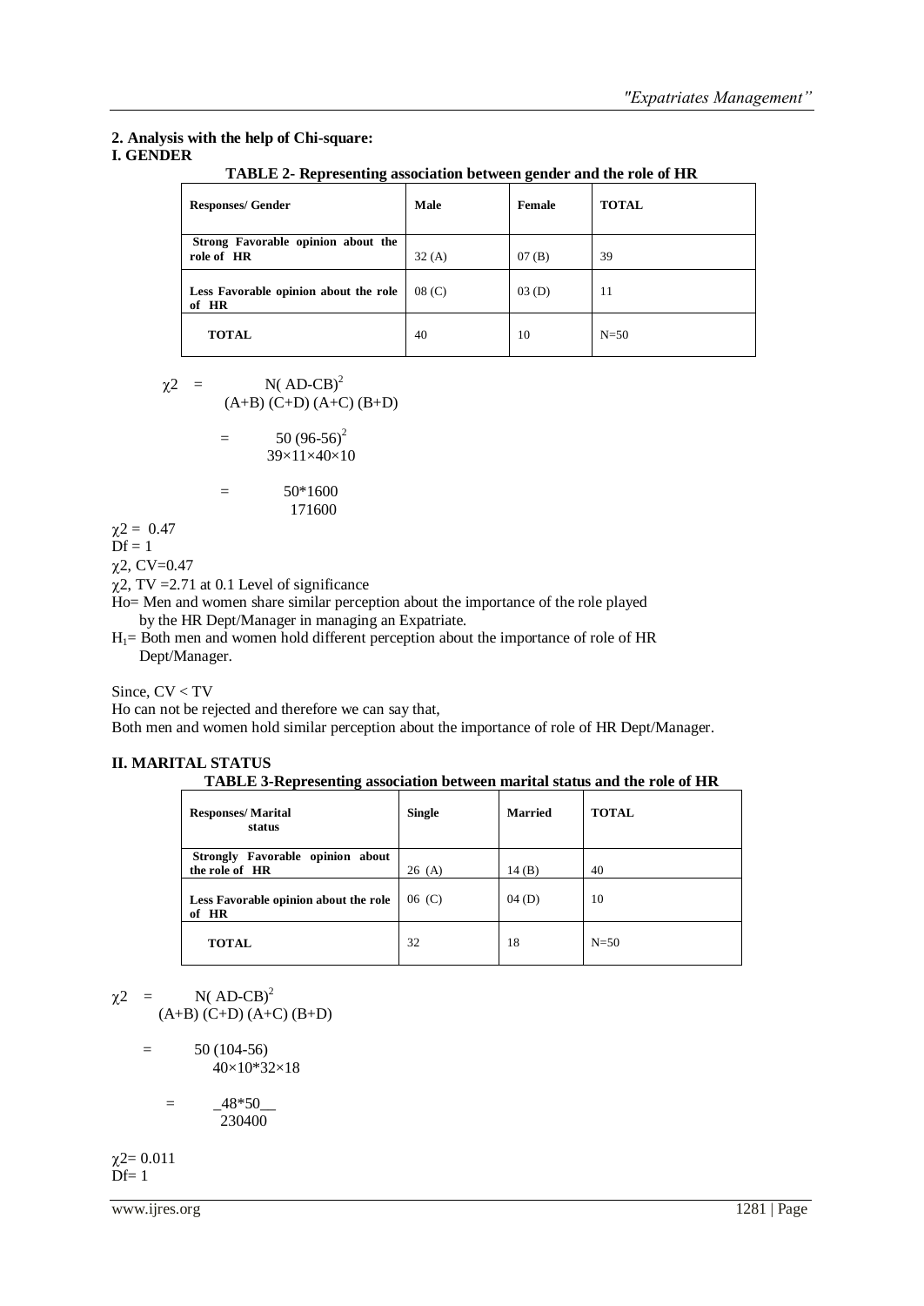## 2. Analysis with the help of Chi-square:

### I. GENDER

**TABLE 2- Representing association between gender and the role of HR**

| Responses/ Gender | Male | Female | TOTAL |
|---|---|---|---|
| Strong Favorable opinion about the role of HR | 32 (A) | 07 (B) | 39 |
| Less Favorable opinion about the role of HR | 08 (C) | 03 (D) | 11 |
| TOTAL | 40 | 10 | N=50 |

$$\chi 2 = \frac{N(AD-CB)^2}{(A+B)(C+D)(A+C)(B+D)}$$

$$= \frac{50(96-56)^2}{39\times 11\times 40\times 10}$$

$$= \frac{50*1600}{171600}$$

$\chi 2$ = 0.47

Df = 1

$\chi 2$, CV=0.47

$\chi 2$, TV =2.71 at 0.1 Level of significance

Ho= Men and women share similar perception about the importance of the role played by the HR Dept/Manager in managing an Expatriate.

$H_1$= Both men and women hold different perception about the importance of role of HR Dept/Manager.

Since, CV < TV

Ho can not be rejected and therefore we can say that,

Both men and women hold similar perception about the importance of role of HR Dept/Manager.

### II. MARITAL STATUS

**TABLE 3-Representing association between marital status and the role of HR**

| Responses/ Marital status | Single | Married | TOTAL |
|---|---|---|---|
| Strongly Favorable opinion about the role of HR | 26 (A) | 14 (B) | 40 |
| Less Favorable opinion about the role of HR | 06 (C) | 04 (D) | 10 |
| TOTAL | 32 | 18 | N=50 |

$$\chi 2 = \frac{N(AD-CB)^2}{(A+B)(C+D)(A+C)(B+D)}$$

$$= \frac{50(104-56)}{40\times 10*32\times 18}$$

$$= \frac{48*50}{230400}$$

$\chi 2$= 0.011

Df= 1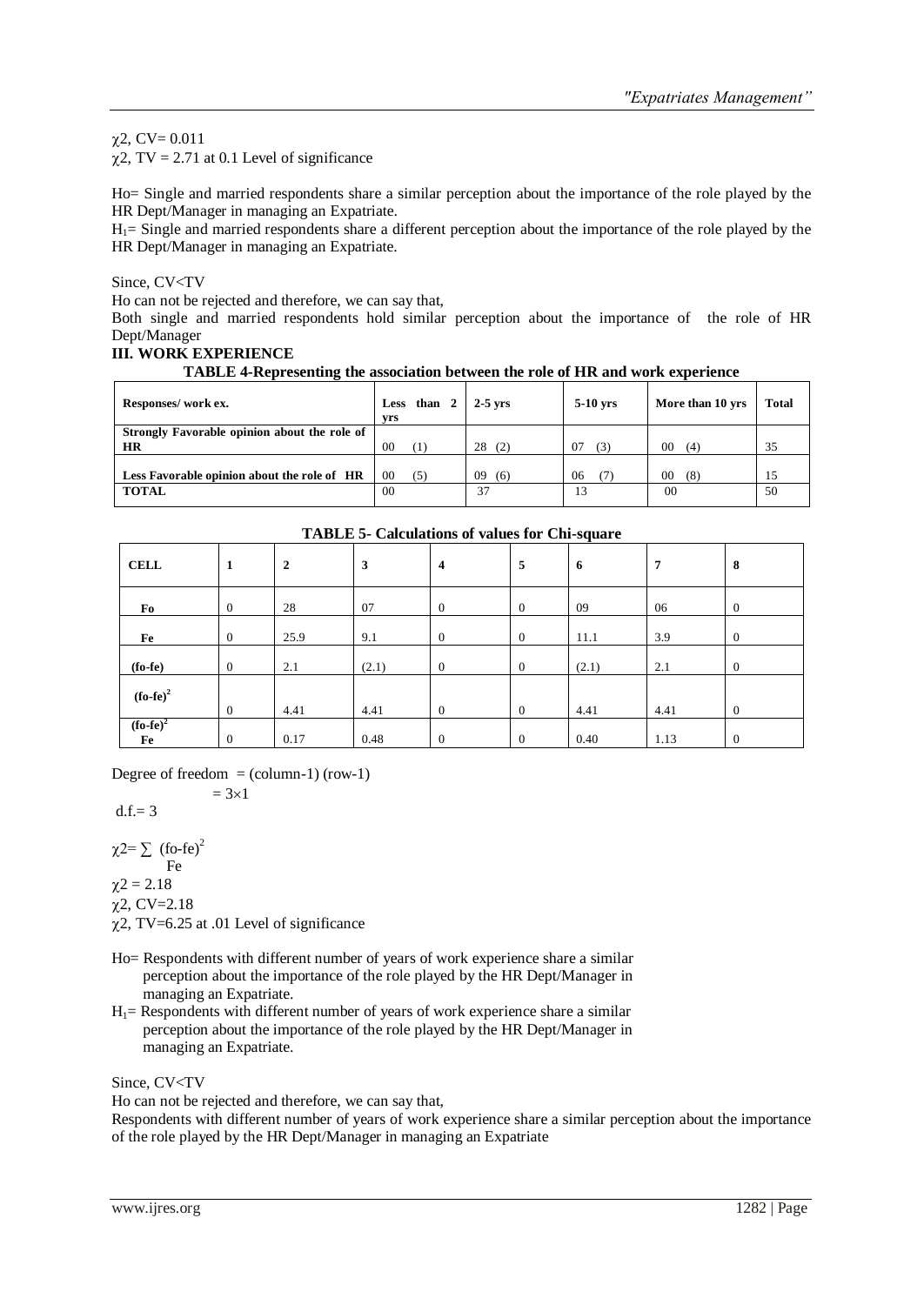$\chi 2$, CV= 0.011

$\chi 2$, TV = 2.71 at 0.1 Level of significance

Ho= Single and married respondents share a similar perception about the importance of the role played by the HR Dept/Manager in managing an Expatriate.

$H_1$= Single and married respondents share a different perception about the importance of the role played by the HR Dept/Manager in managing an Expatriate.

Since, CV<TV

Ho can not be rejected and therefore, we can say that,

Both single and married respondents hold similar perception about the importance of the role of HR Dept/Manager

### III. WORK EXPERIENCE

**TABLE 4-Representing the association between the role of HR and work experience**

| Responses/ work ex. | Less than 2 yrs | 2-5 yrs | 5-10 yrs | More than 10 yrs | Total |
|---|---|---|---|---|---|
| **Strongly Favorable opinion about the role of HR** | 00 (1) | 28 (2) | 07 (3) | 00 (4) | 35 |
| **Less Favorable opinion about the role of HR** | 00 (5) | 09 (6) | 06 (7) | 00 (8) | 15 |
| **TOTAL** | 00 | 37 | 13 | 00 | 50 |

**TABLE 5- Calculations of values for Chi-square**

| CELL | 1 | 2 | 3 | 4 | 5 | 6 | 7 | 8 |
|---|---|---|---|---|---|---|---|---|
| **Fo** | 0 | 28 | 07 | 0 | 0 | 09 | 06 | 0 |
| **Fe** | 0 | 25.9 | 9.1 | 0 | 0 | 11.1 | 3.9 | 0 |
| **(fo-fe)** | 0 | 2.1 | (2.1) | 0 | 0 | (2.1) | 2.1 | 0 |
| **$(fo\text{-}fe)^2$** | 0 | 4.41 | 4.41 | 0 | 0 | 4.41 | 4.41 | 0 |
| **$\frac{(fo\text{-}fe)^2}{Fe}$** | 0 | 0.17 | 0.48 | 0 | 0 | 0.40 | 1.13 | 0 |

Degree of freedom = (column-1) (row-1)

$= 3 \times 1$

d.f.= 3

$$\chi 2 = \sum \frac{(fo\text{-}fe)^2}{Fe}$$

$\chi 2$ = 2.18

$\chi 2$, CV=2.18

$\chi 2$, TV=6.25 at .01 Level of significance

Ho= Respondents with different number of years of work experience share a similar perception about the importance of the role played by the HR Dept/Manager in managing an Expatriate.

$H_1$= Respondents with different number of years of work experience share a similar perception about the importance of the role played by the HR Dept/Manager in managing an Expatriate.

Since, CV<TV

Ho can not be rejected and therefore, we can say that,

Respondents with different number of years of work experience share a similar perception about the importance of the role played by the HR Dept/Manager in managing an Expatriate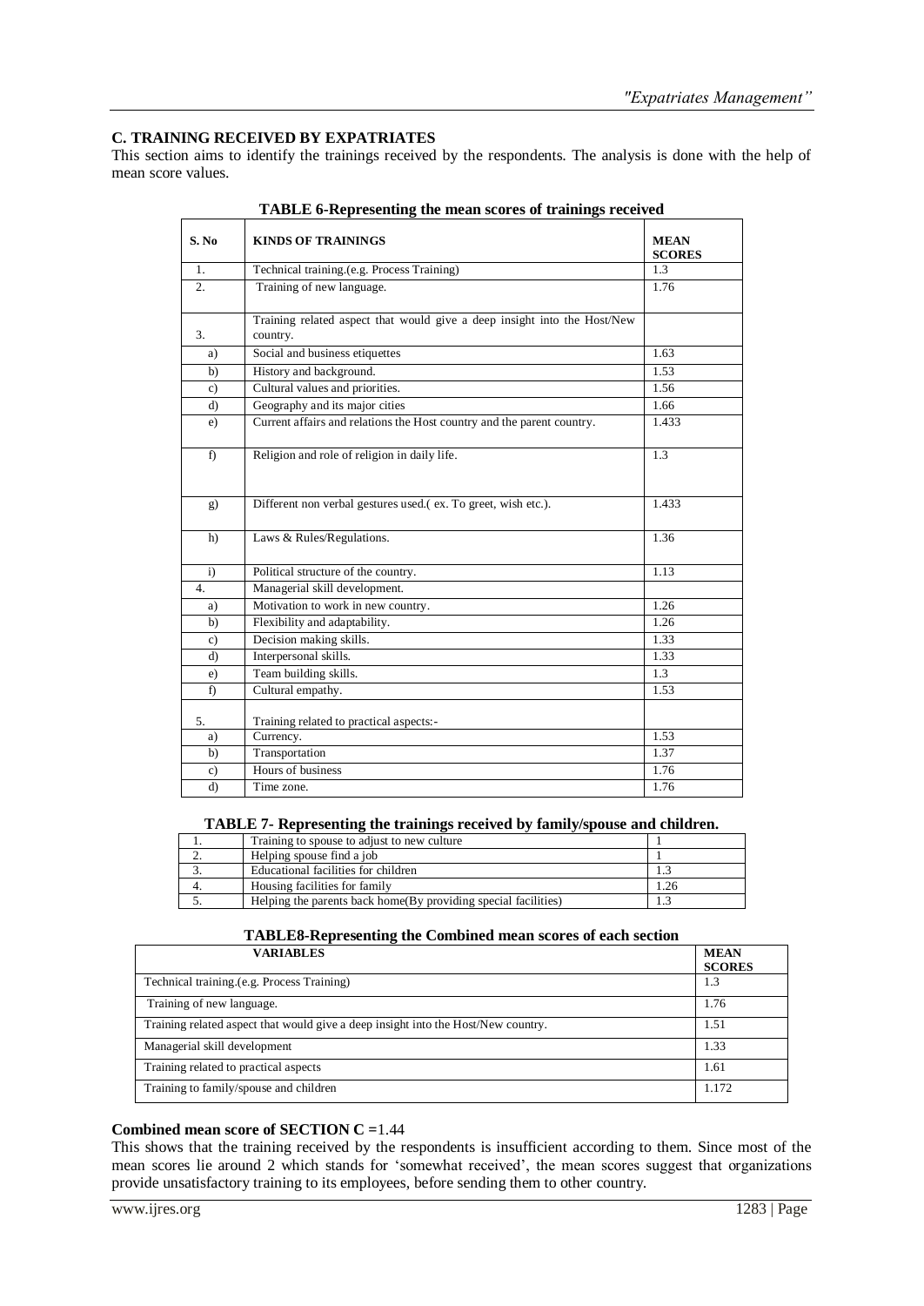### C. TRAINING RECEIVED BY EXPATRIATES

This section aims to identify the trainings received by the respondents. The analysis is done with the help of mean score values.

**TABLE 6-Representing the mean scores of trainings received**

| S. No | KINDS OF TRAININGS | MEAN SCORES |
|---|---|---|
| 1. | Technical training.(e.g. Process Training) | 1.3 |
| 2. | Training of new language. | 1.76 |
| 3. | Training related aspect that would give a deep insight into the Host/New country. | |
| a) | Social and business etiquettes | 1.63 |
| b) | History and background. | 1.53 |
| c) | Cultural values and priorities. | 1.56 |
| d) | Geography and its major cities | 1.66 |
| e) | Current affairs and relations the Host country and the parent country. | 1.433 |
| f) | Religion and role of religion in daily life. | 1.3 |
| g) | Different non verbal gestures used.( ex. To greet, wish etc.). | 1.433 |
| h) | Laws & Rules/Regulations. | 1.36 |
| i) | Political structure of the country. | 1.13 |
| 4. | Managerial skill development. | |
| a) | Motivation to work in new country. | 1.26 |
| b) | Flexibility and adaptability. | 1.26 |
| c) | Decision making skills. | 1.33 |
| d) | Interpersonal skills. | 1.33 |
| e) | Team building skills. | 1.3 |
| f) | Cultural empathy. | 1.53 |
| 5. | Training related to practical aspects:- | |
| a) | Currency. | 1.53 |
| b) | Transportation | 1.37 |
| c) | Hours of business | 1.76 |
| d) | Time zone. | 1.76 |

**TABLE 7- Representing the trainings received by family/spouse and children.**

| | | |
|---|---|---|
| 1. | Training to spouse to adjust to new culture | 1 |
| 2. | Helping spouse find a job | 1 |
| 3. | Educational facilities for children | 1.3 |
| 4. | Housing facilities for family | 1.26 |
| 5. | Helping the parents back home(By providing special facilities) | 1.3 |

**TABLE8-Representing the Combined mean scores of each section**

| VARIABLES | MEAN SCORES |
|---|---|
| Technical training.(e.g. Process Training) | 1.3 |
| Training of new language. | 1.76 |
| Training related aspect that would give a deep insight into the Host/New country. | 1.51 |
| Managerial skill development | 1.33 |
| Training related to practical aspects | 1.61 |
| Training to family/spouse and children | 1.172 |

**Combined mean score of SECTION C =**1.44

This shows that the training received by the respondents is insufficient according to them. Since most of the mean scores lie around 2 which stands for 'somewhat received', the mean scores suggest that organizations provide unsatisfactory training to its employees, before sending them to other country.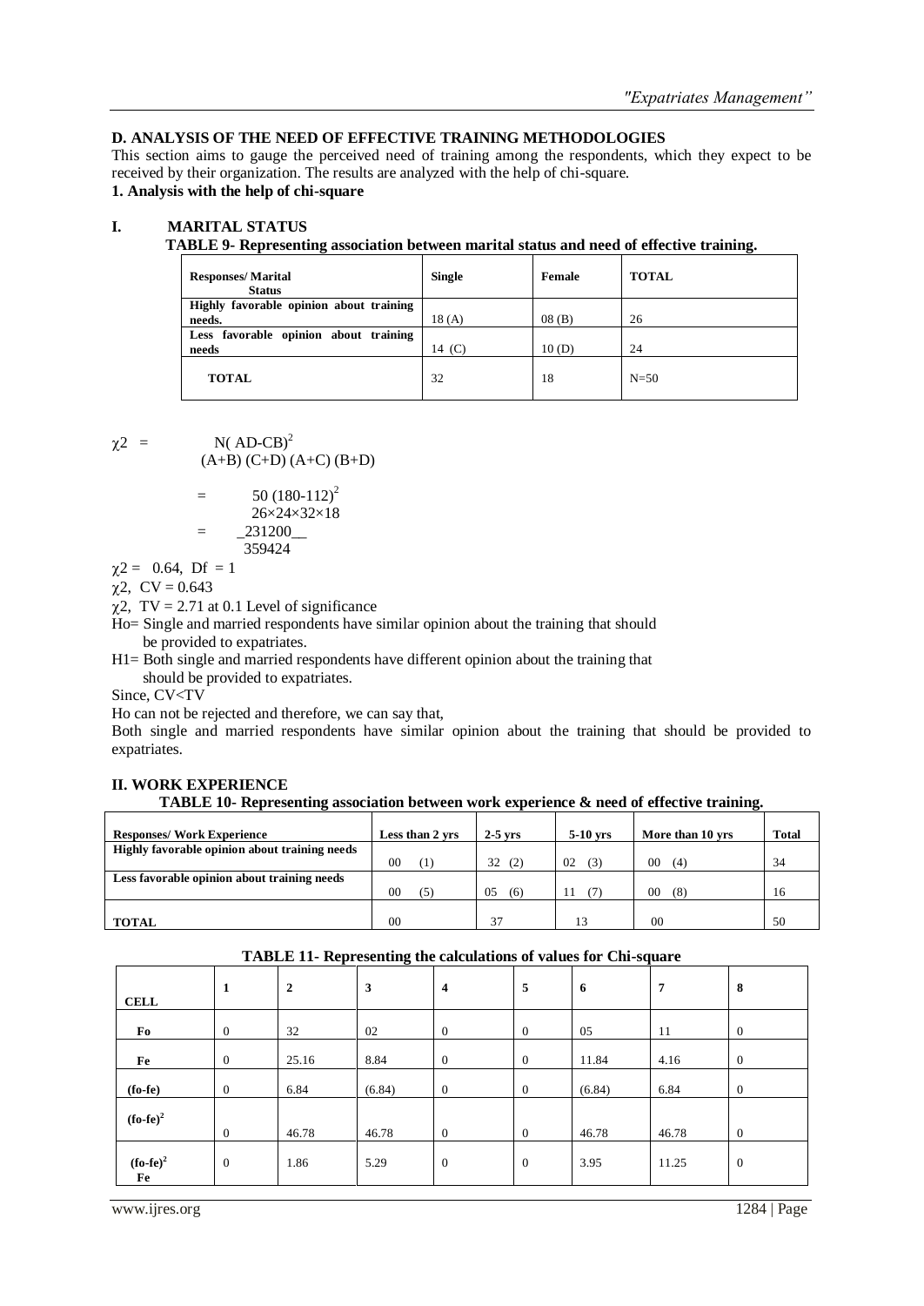### D. ANALYSIS OF THE NEED OF EFFECTIVE TRAINING METHODOLOGIES

This section aims to gauge the perceived need of training among the respondents, which they expect to be received by their organization. The results are analyzed with the help of chi-square.

**1. Analysis with the help of chi-square**

**I. MARITAL STATUS**

**TABLE 9- Representing association between marital status and need of effective training.**

| Responses/ Marital Status | Single | Female | TOTAL |
|---|---|---|---|
| Highly favorable opinion about training needs. | 18 (A) | 08 (B) | 26 |
| Less favorable opinion about training needs | 14 (C) | 10 (D) | 24 |
| TOTAL | 32 | 18 | N=50 |

$$\chi 2 = \frac{N(AD-CB)^2}{(A+B)(C+D)(A+C)(B+D)}$$

$$= \frac{50(180-112)^2}{26\times24\times32\times18}$$

$$= \frac{231200}{359424}$$

$\chi 2 =$ 0.64, Df = 1

$\chi 2$, CV = 0.643

$\chi 2$, TV = 2.71 at 0.1 Level of significance

Ho= Single and married respondents have similar opinion about the training that should be provided to expatriates.

H1= Both single and married respondents have different opinion about the training that should be provided to expatriates.

Since, CV<TV

Ho can not be rejected and therefore, we can say that,

Both single and married respondents have similar opinion about the training that should be provided to expatriates.

**II. WORK EXPERIENCE**

**TABLE 10- Representing association between work experience & need of effective training.**

| Responses/ Work Experience | Less than 2 yrs | 2-5 yrs | 5-10 yrs | More than 10 yrs | Total |
|---|---|---|---|---|---|
| Highly favorable opinion about training needs | 00 (1) | 32 (2) | 02 (3) | 00 (4) | 34 |
| Less favorable opinion about training needs | 00 (5) | 05 (6) | 11 (7) | 00 (8) | 16 |
| TOTAL | 00 | 37 | 13 | 00 | 50 |

**TABLE 11- Representing the calculations of values for Chi-square**

| CELL | 1 | 2 | 3 | 4 | 5 | 6 | 7 | 8 |
|---|---|---|---|---|---|---|---|---|
| Fo | 0 | 32 | 02 | 0 | 0 | 05 | 11 | 0 |
| Fe | 0 | 25.16 | 8.84 | 0 | 0 | 11.84 | 4.16 | 0 |
| (fo-fe) | 0 | 6.84 | (6.84) | 0 | 0 | (6.84) | 6.84 | 0 |
| $(fo-fe)^2$ | 0 | 46.78 | 46.78 | 0 | 0 | 46.78 | 46.78 | 0 |
| $\frac{(fo-fe)^2}{Fe}$ | 0 | 1.86 | 5.29 | 0 | 0 | 3.95 | 11.25 | 0 |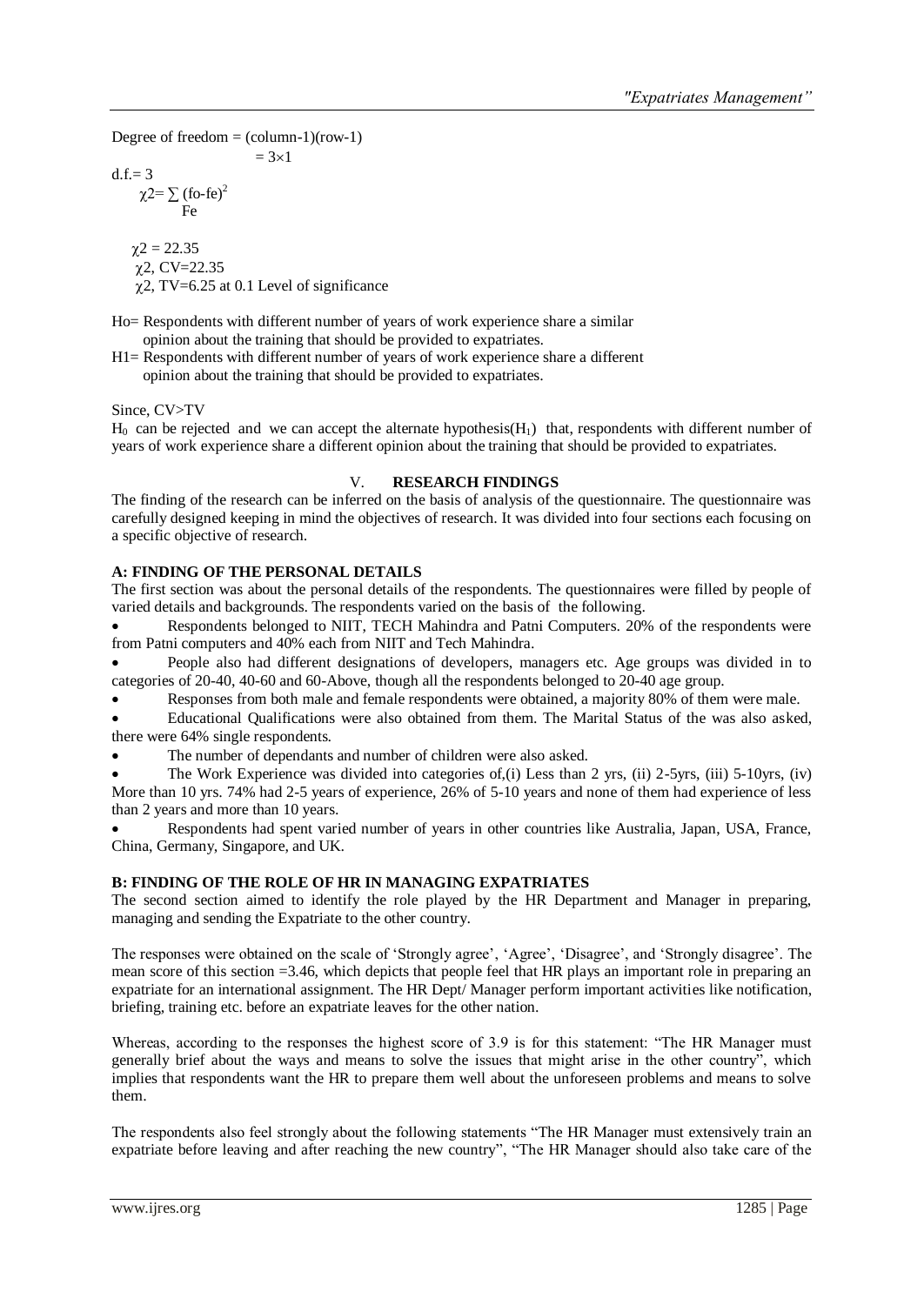Degree of freedom = (column-1)(row-1)

$= 3\times1$

d.f.= 3

$$\chi2 = \sum \frac{(fo\text{-}fe)^2}{Fe}$$

$\chi2 = 22.35$

$\chi2$, CV=22.35

$\chi2$, TV=6.25 at 0.1 Level of significance

Ho= Respondents with different number of years of work experience share a similar opinion about the training that should be provided to expatriates.

H1= Respondents with different number of years of work experience share a different opinion about the training that should be provided to expatriates.

Since, CV>TV

$H_0$ can be rejected and we can accept the alternate hypothesis($H_1$) that, respondents with different number of years of work experience share a different opinion about the training that should be provided to expatriates.

## V. RESEARCH FINDINGS

The finding of the research can be inferred on the basis of analysis of the questionnaire. The questionnaire was carefully designed keeping in mind the objectives of research. It was divided into four sections each focusing on a specific objective of research.

### A: FINDING OF THE PERSONAL DETAILS

The first section was about the personal details of the respondents. The questionnaires were filled by people of varied details and backgrounds. The respondents varied on the basis of the following.

- Respondents belonged to NIIT, TECH Mahindra and Patni Computers. 20% of the respondents were from Patni computers and 40% each from NIIT and Tech Mahindra.
- People also had different designations of developers, managers etc. Age groups was divided in to categories of 20-40, 40-60 and 60-Above, though all the respondents belonged to 20-40 age group.
- Responses from both male and female respondents were obtained, a majority 80% of them were male.
- Educational Qualifications were also obtained from them. The Marital Status of the was also asked, there were 64% single respondents.
- The number of dependants and number of children were also asked.
- The Work Experience was divided into categories of,(i) Less than 2 yrs, (ii) 2-5yrs, (iii) 5-10yrs, (iv) More than 10 yrs. 74% had 2-5 years of experience, 26% of 5-10 years and none of them had experience of less than 2 years and more than 10 years.
- Respondents had spent varied number of years in other countries like Australia, Japan, USA, France, China, Germany, Singapore, and UK.

### B: FINDING OF THE ROLE OF HR IN MANAGING EXPATRIATES

The second section aimed to identify the role played by the HR Department and Manager in preparing, managing and sending the Expatriate to the other country.

The responses were obtained on the scale of 'Strongly agree', 'Agree', 'Disagree', and 'Strongly disagree'. The mean score of this section =3.46, which depicts that people feel that HR plays an important role in preparing an expatriate for an international assignment. The HR Dept/ Manager perform important activities like notification, briefing, training etc. before an expatriate leaves for the other nation.

Whereas, according to the responses the highest score of 3.9 is for this statement: "The HR Manager must generally brief about the ways and means to solve the issues that might arise in the other country", which implies that respondents want the HR to prepare them well about the unforeseen problems and means to solve them.

The respondents also feel strongly about the following statements "The HR Manager must extensively train an expatriate before leaving and after reaching the new country", "The HR Manager should also take care of the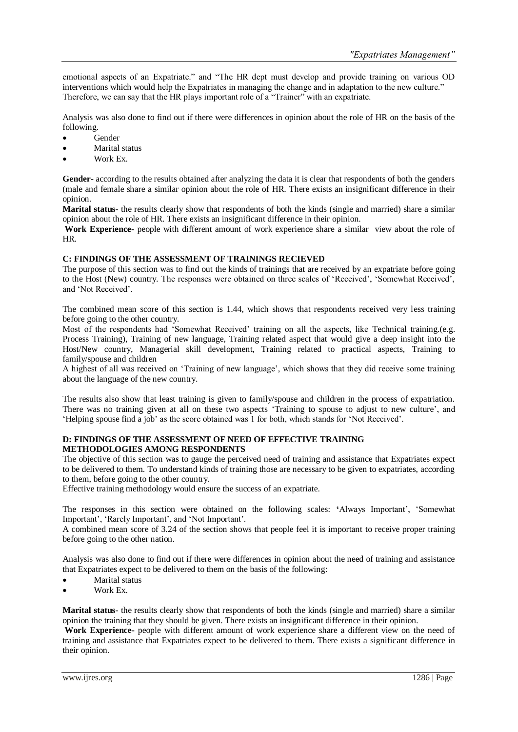emotional aspects of an Expatriate." and "The HR dept must develop and provide training on various OD interventions which would help the Expatriates in managing the change and in adaptation to the new culture." Therefore, we can say that the HR plays important role of a "Trainer" with an expatriate.

Analysis was also done to find out if there were differences in opinion about the role of HR on the basis of the following.

- Gender
- Marital status
- Work Ex.

**Gender**- according to the results obtained after analyzing the data it is clear that respondents of both the genders (male and female share a similar opinion about the role of HR. There exists an insignificant difference in their opinion.

**Marital status**- the results clearly show that respondents of both the kinds (single and married) share a similar opinion about the role of HR. There exists an insignificant difference in their opinion.

**Work Experience**- people with different amount of work experience share a similar view about the role of HR.

### C: FINDINGS OF THE ASSESSMENT OF TRAININGS RECIEVED

The purpose of this section was to find out the kinds of trainings that are received by an expatriate before going to the Host (New) country. The responses were obtained on three scales of 'Received', 'Somewhat Received', and 'Not Received'.

The combined mean score of this section is 1.44, which shows that respondents received very less training before going to the other country.

Most of the respondents had 'Somewhat Received' training on all the aspects, like Technical training.(e.g. Process Training), Training of new language, Training related aspect that would give a deep insight into the Host/New country, Managerial skill development, Training related to practical aspects, Training to family/spouse and children

A highest of all was received on 'Training of new language', which shows that they did receive some training about the language of the new country.

The results also show that least training is given to family/spouse and children in the process of expatriation. There was no training given at all on these two aspects 'Training to spouse to adjust to new culture', and 'Helping spouse find a job' as the score obtained was 1 for both, which stands for 'Not Received'.

### D: FINDINGS OF THE ASSESSMENT OF NEED OF EFFECTIVE TRAINING METHODOLOGIES AMONG RESPONDENTS

The objective of this section was to gauge the perceived need of training and assistance that Expatriates expect to be delivered to them. To understand kinds of training those are necessary to be given to expatriates, according to them, before going to the other country.

Effective training methodology would ensure the success of an expatriate.

The responses in this section were obtained on the following scales: 'Always Important', 'Somewhat Important', 'Rarely Important', and 'Not Important'.

A combined mean score of 3.24 of the section shows that people feel it is important to receive proper training before going to the other nation.

Analysis was also done to find out if there were differences in opinion about the need of training and assistance that Expatriates expect to be delivered to them on the basis of the following:

- Marital status
- Work Ex.

**Marital status**- the results clearly show that respondents of both the kinds (single and married) share a similar opinion the training that they should be given. There exists an insignificant difference in their opinion.

**Work Experience**- people with different amount of work experience share a different view on the need of training and assistance that Expatriates expect to be delivered to them. There exists a significant difference in their opinion.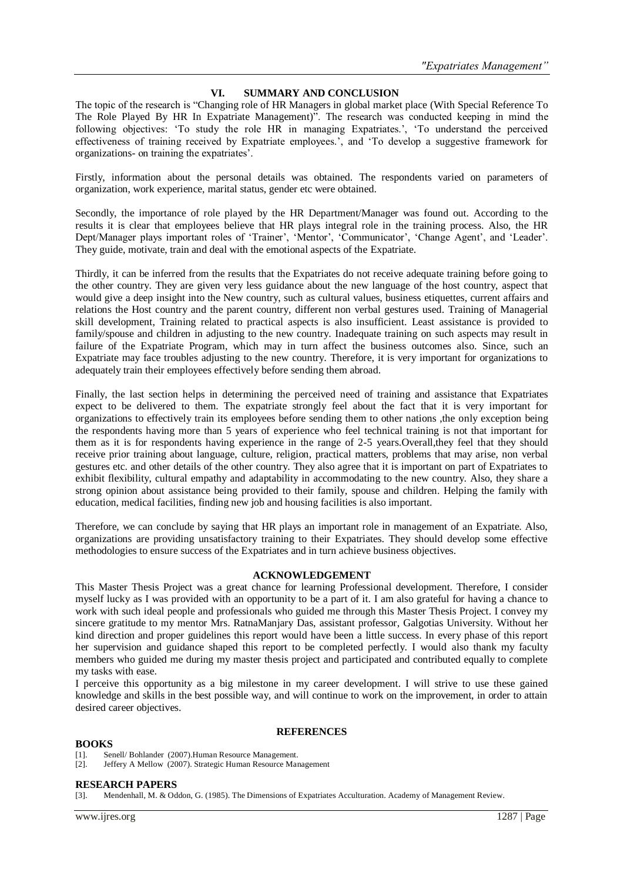## VI. SUMMARY AND CONCLUSION

The topic of the research is "Changing role of HR Managers in global market place (With Special Reference To The Role Played By HR In Expatriate Management)". The research was conducted keeping in mind the following objectives: 'To study the role HR in managing Expatriates.', 'To understand the perceived effectiveness of training received by Expatriate employees.', and 'To develop a suggestive framework for organizations- on training the expatriates'.

Firstly, information about the personal details was obtained. The respondents varied on parameters of organization, work experience, marital status, gender etc were obtained.

Secondly, the importance of role played by the HR Department/Manager was found out. According to the results it is clear that employees believe that HR plays integral role in the training process. Also, the HR Dept/Manager plays important roles of 'Trainer', 'Mentor', 'Communicator', 'Change Agent', and 'Leader'. They guide, motivate, train and deal with the emotional aspects of the Expatriate.

Thirdly, it can be inferred from the results that the Expatriates do not receive adequate training before going to the other country. They are given very less guidance about the new language of the host country, aspect that would give a deep insight into the New country, such as cultural values, business etiquettes, current affairs and relations the Host country and the parent country, different non verbal gestures used. Training of Managerial skill development, Training related to practical aspects is also insufficient. Least assistance is provided to family/spouse and children in adjusting to the new country. Inadequate training on such aspects may result in failure of the Expatriate Program, which may in turn affect the business outcomes also. Since, such an Expatriate may face troubles adjusting to the new country. Therefore, it is very important for organizations to adequately train their employees effectively before sending them abroad.

Finally, the last section helps in determining the perceived need of training and assistance that Expatriates expect to be delivered to them. The expatriate strongly feel about the fact that it is very important for organizations to effectively train its employees before sending them to other nations ,the only exception being the respondents having more than 5 years of experience who feel technical training is not that important for them as it is for respondents having experience in the range of 2-5 years.Overall,they feel that they should receive prior training about language, culture, religion, practical matters, problems that may arise, non verbal gestures etc. and other details of the other country. They also agree that it is important on part of Expatriates to exhibit flexibility, cultural empathy and adaptability in accommodating to the new country. Also, they share a strong opinion about assistance being provided to their family, spouse and children. Helping the family with education, medical facilities, finding new job and housing facilities is also important.

Therefore, we can conclude by saying that HR plays an important role in management of an Expatriate. Also, organizations are providing unsatisfactory training to their Expatriates. They should develop some effective methodologies to ensure success of the Expatriates and in turn achieve business objectives.

## ACKNOWLEDGEMENT

This Master Thesis Project was a great chance for learning Professional development. Therefore, I consider myself lucky as I was provided with an opportunity to be a part of it. I am also grateful for having a chance to work with such ideal people and professionals who guided me through this Master Thesis Project. I convey my sincere gratitude to my mentor Mrs. RatnaManjary Das, assistant professor, Galgotias University. Without her kind direction and proper guidelines this report would have been a little success. In every phase of this report her supervision and guidance shaped this report to be completed perfectly. I would also thank my faculty members who guided me during my master thesis project and participated and contributed equally to complete my tasks with ease.

I perceive this opportunity as a big milestone in my career development. I will strive to use these gained knowledge and skills in the best possible way, and will continue to work on the improvement, in order to attain desired career objectives.

## REFERENCES

### BOOKS

[1]. Senell/ Bohlander (2007).Human Resource Management.

[2]. Jeffery A Mellow (2007). Strategic Human Resource Management

### RESEARCH PAPERS

[3]. Mendenhall, M. & Oddon, G. (1985). The Dimensions of Expatriates Acculturation. Academy of Management Review.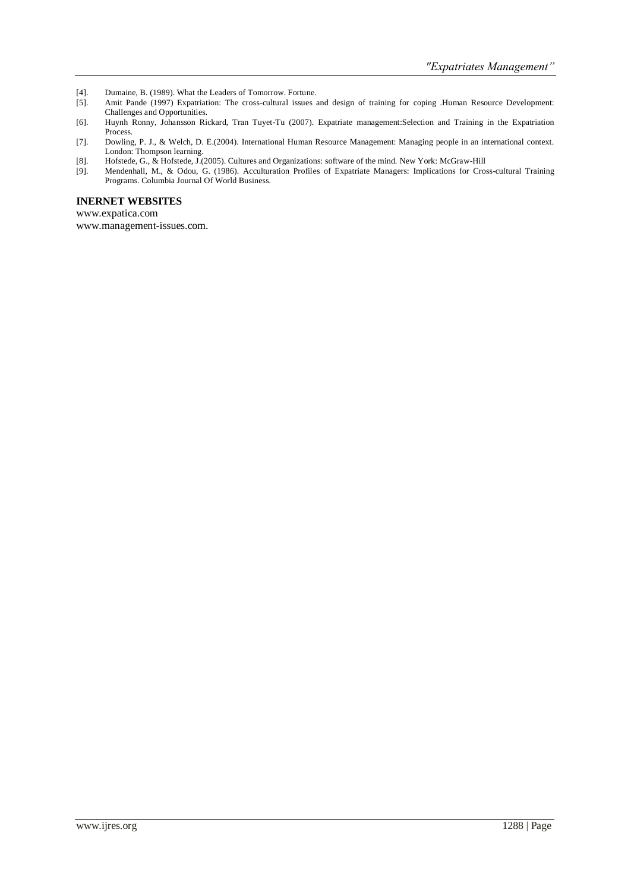[4]. Dumaine, B. (1989). What the Leaders of Tomorrow. Fortune.

[5]. Amit Pande (1997) Expatriation: The cross-cultural issues and design of training for coping .Human Resource Development: Challenges and Opportunities.

[6]. Huynh Ronny, Johansson Rickard, Tran Tuyet-Tu (2007). Expatriate management:Selection and Training in the Expatriation Process.

[7]. Dowling, P. J., & Welch, D. E.(2004). International Human Resource Management: Managing people in an international context. London: Thompson learning.

[8]. Hofstede, G., & Hofstede, J.(2005). Cultures and Organizations: software of the mind. New York: McGraw-Hill

[9]. Mendenhall, M., & Odou, G. (1986). Acculturation Profiles of Expatriate Managers: Implications for Cross-cultural Training Programs. Columbia Journal Of World Business.

**INERNET WEBSITES**

www.expatica.com

www.management-issues.com.